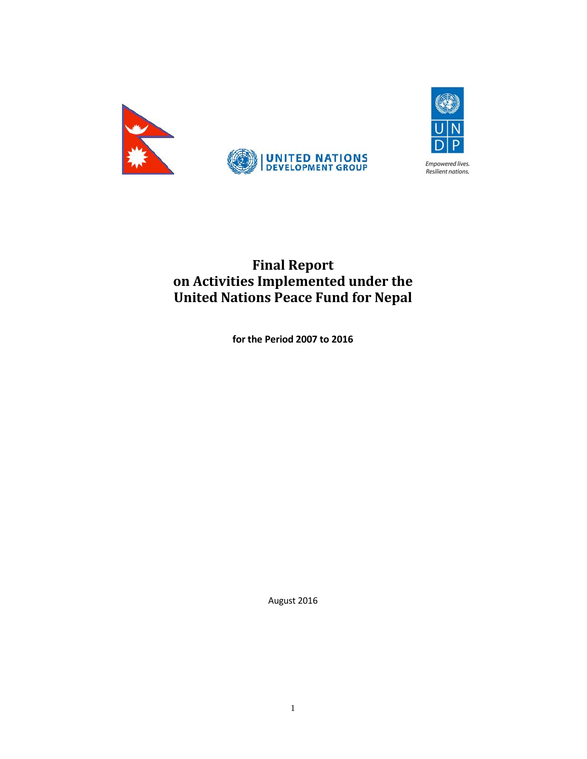# Final Report
# on Activities Implemented under the United Nations Peace Fund for Nepal

**for the Period 2007 to 2016**

August 2016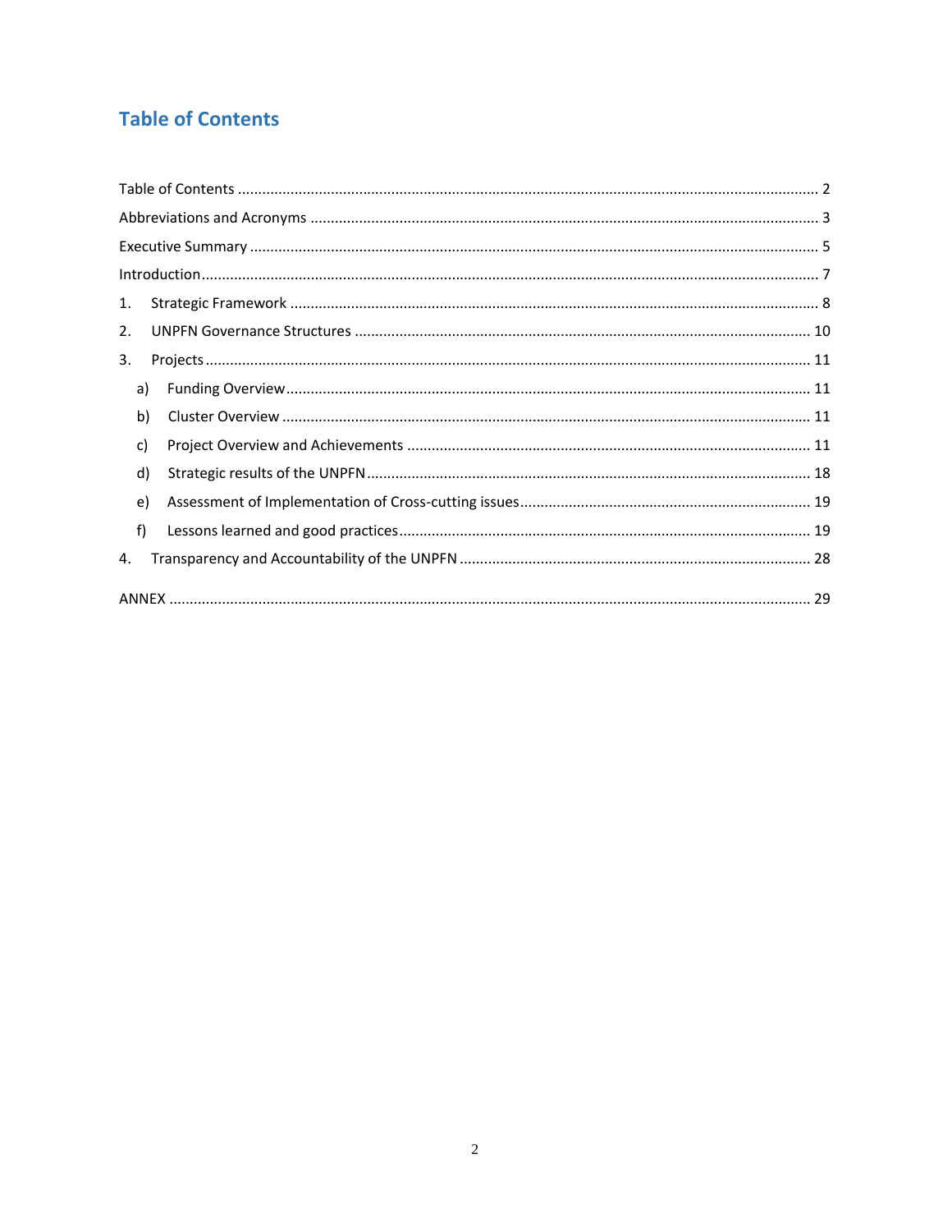# Table of Contents

Table of Contents ........ 2

Abbreviations and Acronyms ........ 3

Executive Summary ........ 5

Introduction ........ 7

1. Strategic Framework ........ 8
2. UNPFN Governance Structures ........ 10
3. Projects ........ 11
   a) Funding Overview ........ 11
   b) Cluster Overview ........ 11
   c) Project Overview and Achievements ........ 11
   d) Strategic results of the UNPFN ........ 18
   e) Assessment of Implementation of Cross-cutting issues ........ 19
   f) Lessons learned and good practices ........ 19
4. Transparency and Accountability of the UNPFN ........ 28

ANNEX ........ 29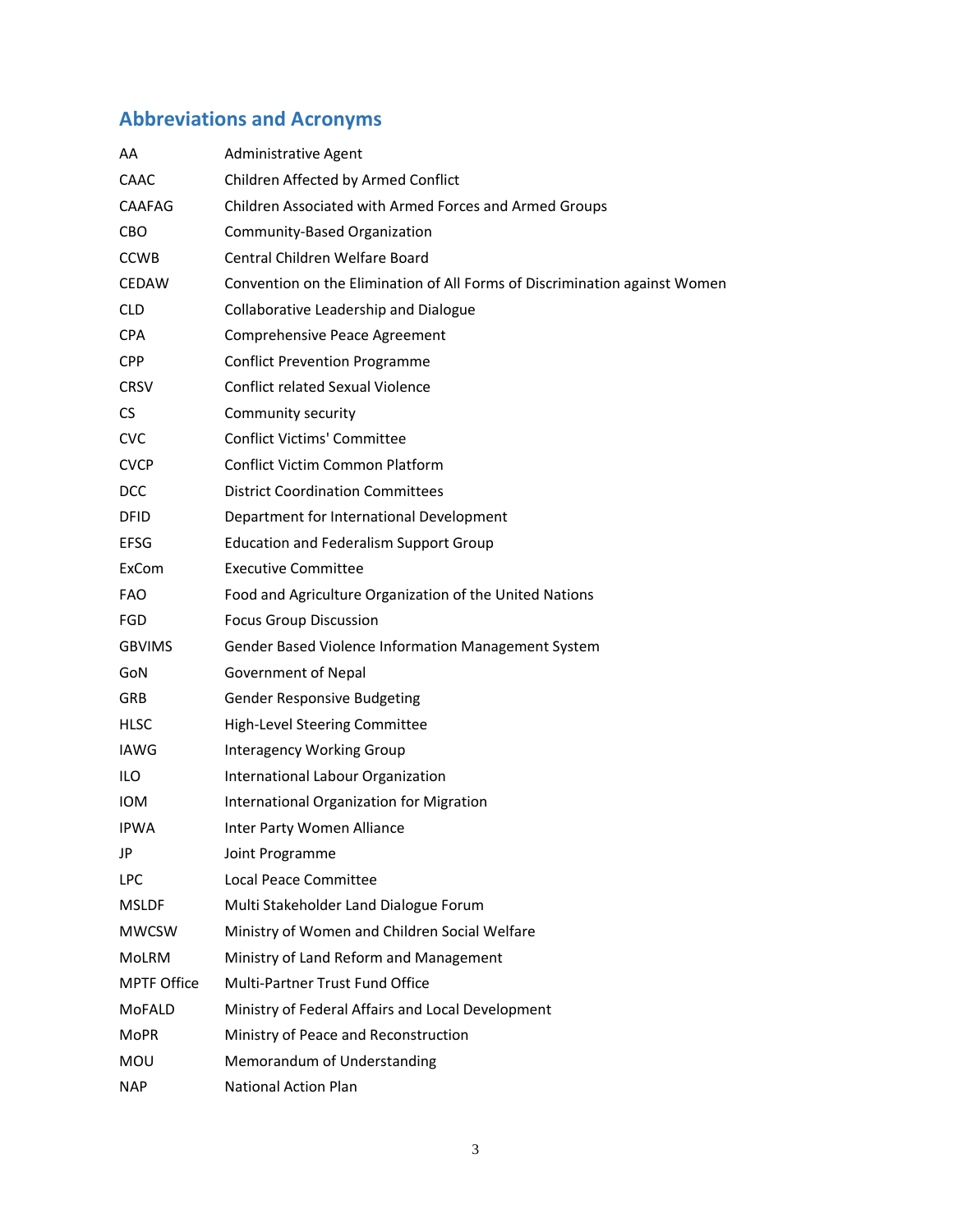## Abbreviations and Acronyms

| | |
|---|---|
| AA | Administrative Agent |
| CAAC | Children Affected by Armed Conflict |
| CAAFAG | Children Associated with Armed Forces and Armed Groups |
| CBO | Community-Based Organization |
| CCWB | Central Children Welfare Board |
| CEDAW | Convention on the Elimination of All Forms of Discrimination against Women |
| CLD | Collaborative Leadership and Dialogue |
| CPA | Comprehensive Peace Agreement |
| CPP | Conflict Prevention Programme |
| CRSV | Conflict related Sexual Violence |
| CS | Community security |
| CVC | Conflict Victims' Committee |
| CVCP | Conflict Victim Common Platform |
| DCC | District Coordination Committees |
| DFID | Department for International Development |
| EFSG | Education and Federalism Support Group |
| ExCom | Executive Committee |
| FAO | Food and Agriculture Organization of the United Nations |
| FGD | Focus Group Discussion |
| GBVIMS | Gender Based Violence Information Management System |
| GoN | Government of Nepal |
| GRB | Gender Responsive Budgeting |
| HLSC | High-Level Steering Committee |
| IAWG | Interagency Working Group |
| ILO | International Labour Organization |
| IOM | International Organization for Migration |
| IPWA | Inter Party Women Alliance |
| JP | Joint Programme |
| LPC | Local Peace Committee |
| MSLDF | Multi Stakeholder Land Dialogue Forum |
| MWCSW | Ministry of Women and Children Social Welfare |
| MoLRM | Ministry of Land Reform and Management |
| MPTF Office | Multi-Partner Trust Fund Office |
| MoFALD | Ministry of Federal Affairs and Local Development |
| MoPR | Ministry of Peace and Reconstruction |
| MOU | Memorandum of Understanding |
| NAP | National Action Plan |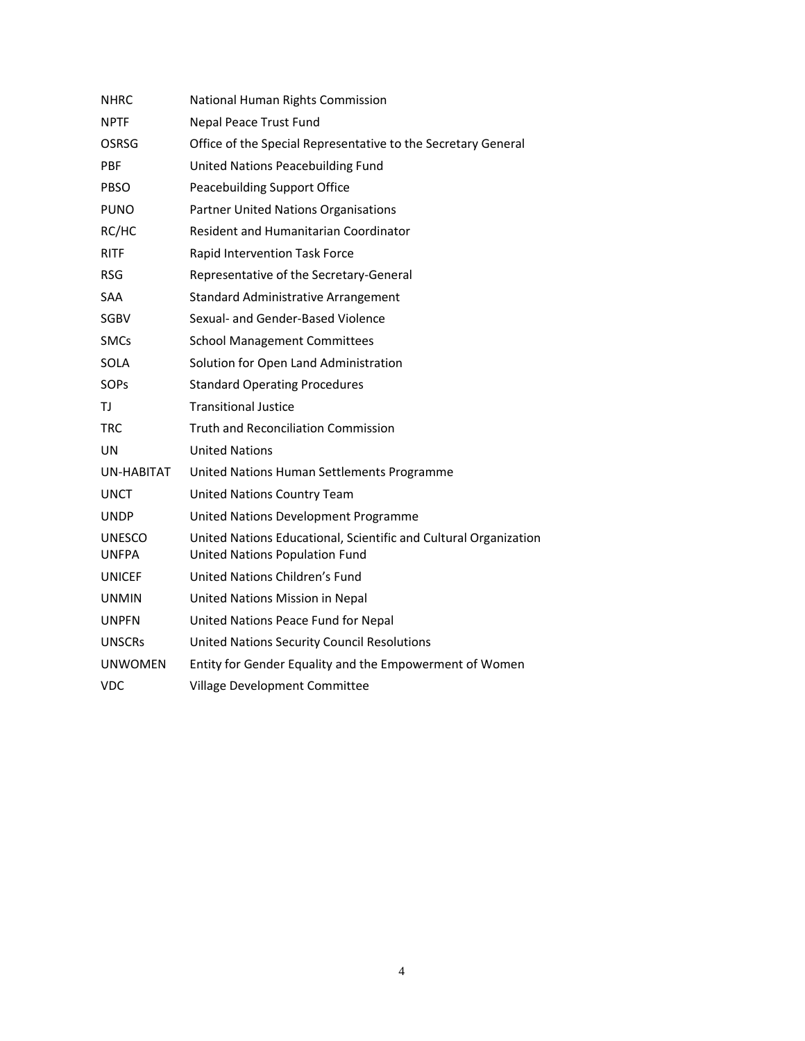| | |
|---|---|
| NHRC | National Human Rights Commission |
| NPTF | Nepal Peace Trust Fund |
| OSRSG | Office of the Special Representative to the Secretary General |
| PBF | United Nations Peacebuilding Fund |
| PBSO | Peacebuilding Support Office |
| PUNO | Partner United Nations Organisations |
| RC/HC | Resident and Humanitarian Coordinator |
| RITF | Rapid Intervention Task Force |
| RSG | Representative of the Secretary-General |
| SAA | Standard Administrative Arrangement |
| SGBV | Sexual- and Gender-Based Violence |
| SMCs | School Management Committees |
| SOLA | Solution for Open Land Administration |
| SOPs | Standard Operating Procedures |
| TJ | Transitional Justice |
| TRC | Truth and Reconciliation Commission |
| UN | United Nations |
| UN-HABITAT | United Nations Human Settlements Programme |
| UNCT | United Nations Country Team |
| UNDP | United Nations Development Programme |
| UNESCO | United Nations Educational, Scientific and Cultural Organization |
| UNFPA | United Nations Population Fund |
| UNICEF | United Nations Children's Fund |
| UNMIN | United Nations Mission in Nepal |
| UNPFN | United Nations Peace Fund for Nepal |
| UNSCRs | United Nations Security Council Resolutions |
| UNWOMEN | Entity for Gender Equality and the Empowerment of Women |
| VDC | Village Development Committee |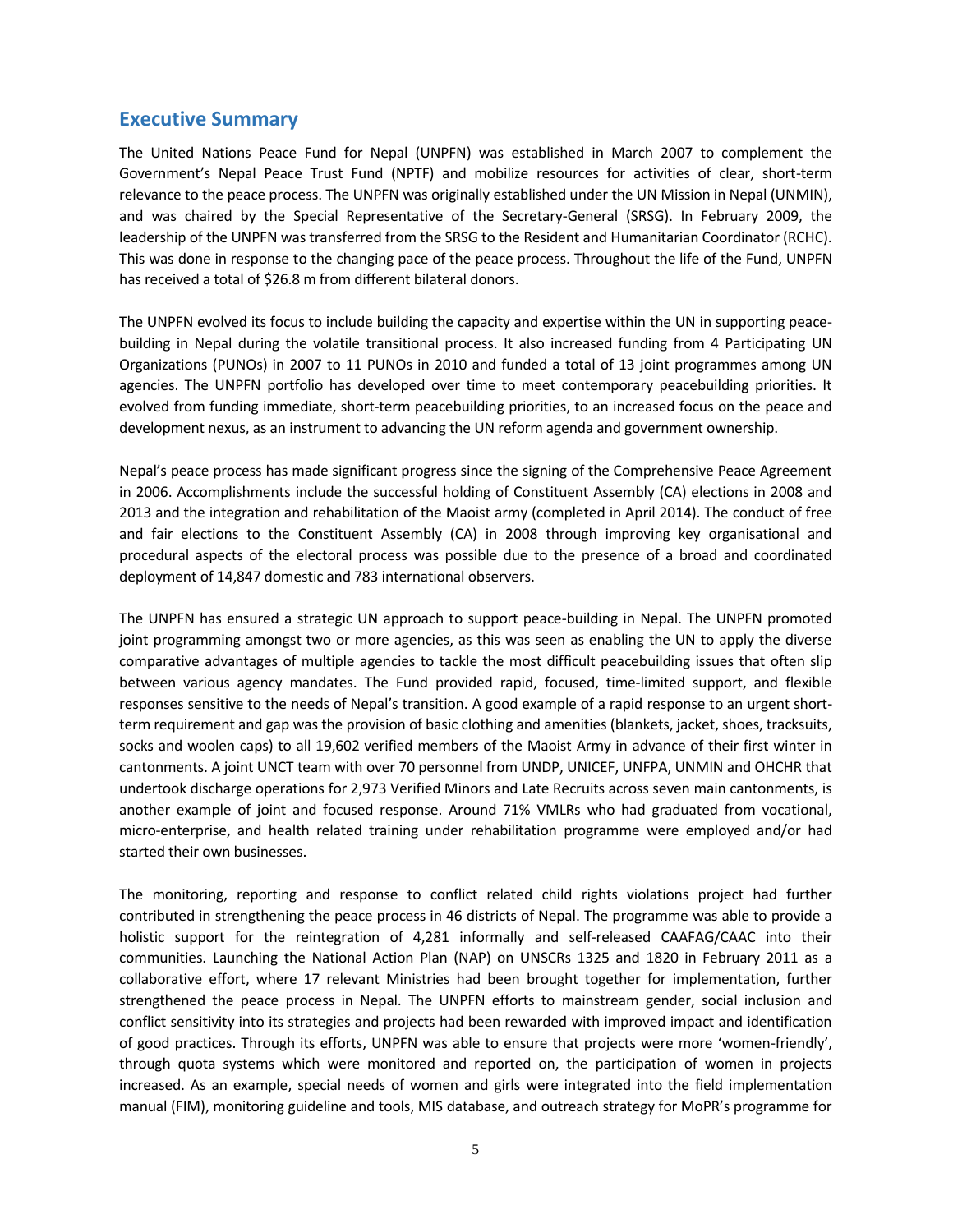## Executive Summary

The United Nations Peace Fund for Nepal (UNPFN) was established in March 2007 to complement the Government's Nepal Peace Trust Fund (NPTF) and mobilize resources for activities of clear, short-term relevance to the peace process. The UNPFN was originally established under the UN Mission in Nepal (UNMIN), and was chaired by the Special Representative of the Secretary-General (SRSG). In February 2009, the leadership of the UNPFN was transferred from the SRSG to the Resident and Humanitarian Coordinator (RCHC). This was done in response to the changing pace of the peace process. Throughout the life of the Fund, UNPFN has received a total of $26.8 m from different bilateral donors.

The UNPFN evolved its focus to include building the capacity and expertise within the UN in supporting peace-building in Nepal during the volatile transitional process. It also increased funding from 4 Participating UN Organizations (PUNOs) in 2007 to 11 PUNOs in 2010 and funded a total of 13 joint programmes among UN agencies. The UNPFN portfolio has developed over time to meet contemporary peacebuilding priorities. It evolved from funding immediate, short-term peacebuilding priorities, to an increased focus on the peace and development nexus, as an instrument to advancing the UN reform agenda and government ownership.

Nepal's peace process has made significant progress since the signing of the Comprehensive Peace Agreement in 2006. Accomplishments include the successful holding of Constituent Assembly (CA) elections in 2008 and 2013 and the integration and rehabilitation of the Maoist army (completed in April 2014). The conduct of free and fair elections to the Constituent Assembly (CA) in 2008 through improving key organisational and procedural aspects of the electoral process was possible due to the presence of a broad and coordinated deployment of 14,847 domestic and 783 international observers.

The UNPFN has ensured a strategic UN approach to support peace-building in Nepal. The UNPFN promoted joint programming amongst two or more agencies, as this was seen as enabling the UN to apply the diverse comparative advantages of multiple agencies to tackle the most difficult peacebuilding issues that often slip between various agency mandates. The Fund provided rapid, focused, time-limited support, and flexible responses sensitive to the needs of Nepal's transition. A good example of a rapid response to an urgent short-term requirement and gap was the provision of basic clothing and amenities (blankets, jacket, shoes, tracksuits, socks and woolen caps) to all 19,602 verified members of the Maoist Army in advance of their first winter in cantonments. A joint UNCT team with over 70 personnel from UNDP, UNICEF, UNFPA, UNMIN and OHCHR that undertook discharge operations for 2,973 Verified Minors and Late Recruits across seven main cantonments, is another example of joint and focused response. Around 71% VMLRs who had graduated from vocational, micro-enterprise, and health related training under rehabilitation programme were employed and/or had started their own businesses.

The monitoring, reporting and response to conflict related child rights violations project had further contributed in strengthening the peace process in 46 districts of Nepal. The programme was able to provide a holistic support for the reintegration of 4,281 informally and self-released CAAFAG/CAAC into their communities. Launching the National Action Plan (NAP) on UNSCRs 1325 and 1820 in February 2011 as a collaborative effort, where 17 relevant Ministries had been brought together for implementation, further strengthened the peace process in Nepal. The UNPFN efforts to mainstream gender, social inclusion and conflict sensitivity into its strategies and projects had been rewarded with improved impact and identification of good practices. Through its efforts, UNPFN was able to ensure that projects were more 'women-friendly', through quota systems which were monitored and reported on, the participation of women in projects increased. As an example, special needs of women and girls were integrated into the field implementation manual (FIM), monitoring guideline and tools, MIS database, and outreach strategy for MoPR's programme for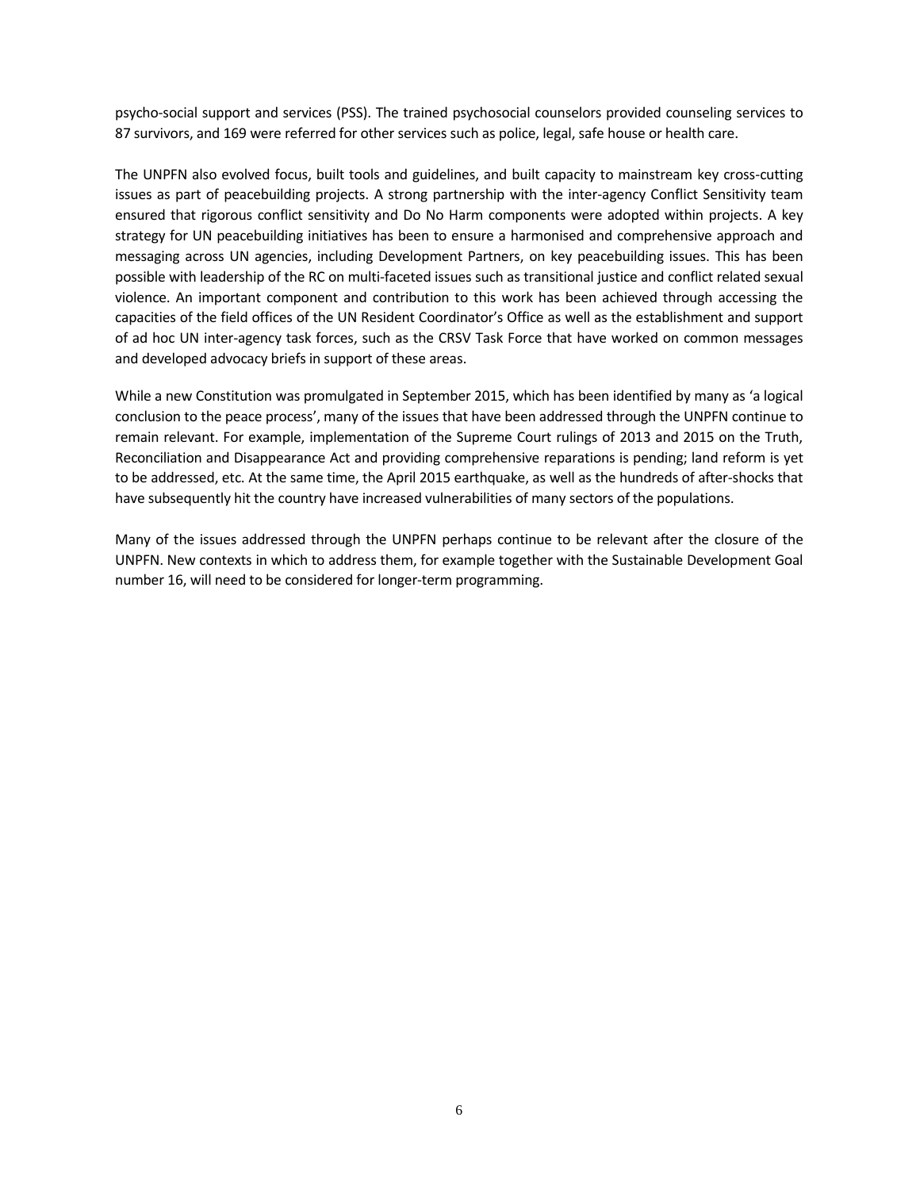psycho-social support and services (PSS). The trained psychosocial counselors provided counseling services to 87 survivors, and 169 were referred for other services such as police, legal, safe house or health care.

The UNPFN also evolved focus, built tools and guidelines, and built capacity to mainstream key cross-cutting issues as part of peacebuilding projects. A strong partnership with the inter-agency Conflict Sensitivity team ensured that rigorous conflict sensitivity and Do No Harm components were adopted within projects. A key strategy for UN peacebuilding initiatives has been to ensure a harmonised and comprehensive approach and messaging across UN agencies, including Development Partners, on key peacebuilding issues. This has been possible with leadership of the RC on multi-faceted issues such as transitional justice and conflict related sexual violence. An important component and contribution to this work has been achieved through accessing the capacities of the field offices of the UN Resident Coordinator's Office as well as the establishment and support of ad hoc UN inter-agency task forces, such as the CRSV Task Force that have worked on common messages and developed advocacy briefs in support of these areas.

While a new Constitution was promulgated in September 2015, which has been identified by many as 'a logical conclusion to the peace process', many of the issues that have been addressed through the UNPFN continue to remain relevant. For example, implementation of the Supreme Court rulings of 2013 and 2015 on the Truth, Reconciliation and Disappearance Act and providing comprehensive reparations is pending; land reform is yet to be addressed, etc. At the same time, the April 2015 earthquake, as well as the hundreds of after-shocks that have subsequently hit the country have increased vulnerabilities of many sectors of the populations.

Many of the issues addressed through the UNPFN perhaps continue to be relevant after the closure of the UNPFN. New contexts in which to address them, for example together with the Sustainable Development Goal number 16, will need to be considered for longer-term programming.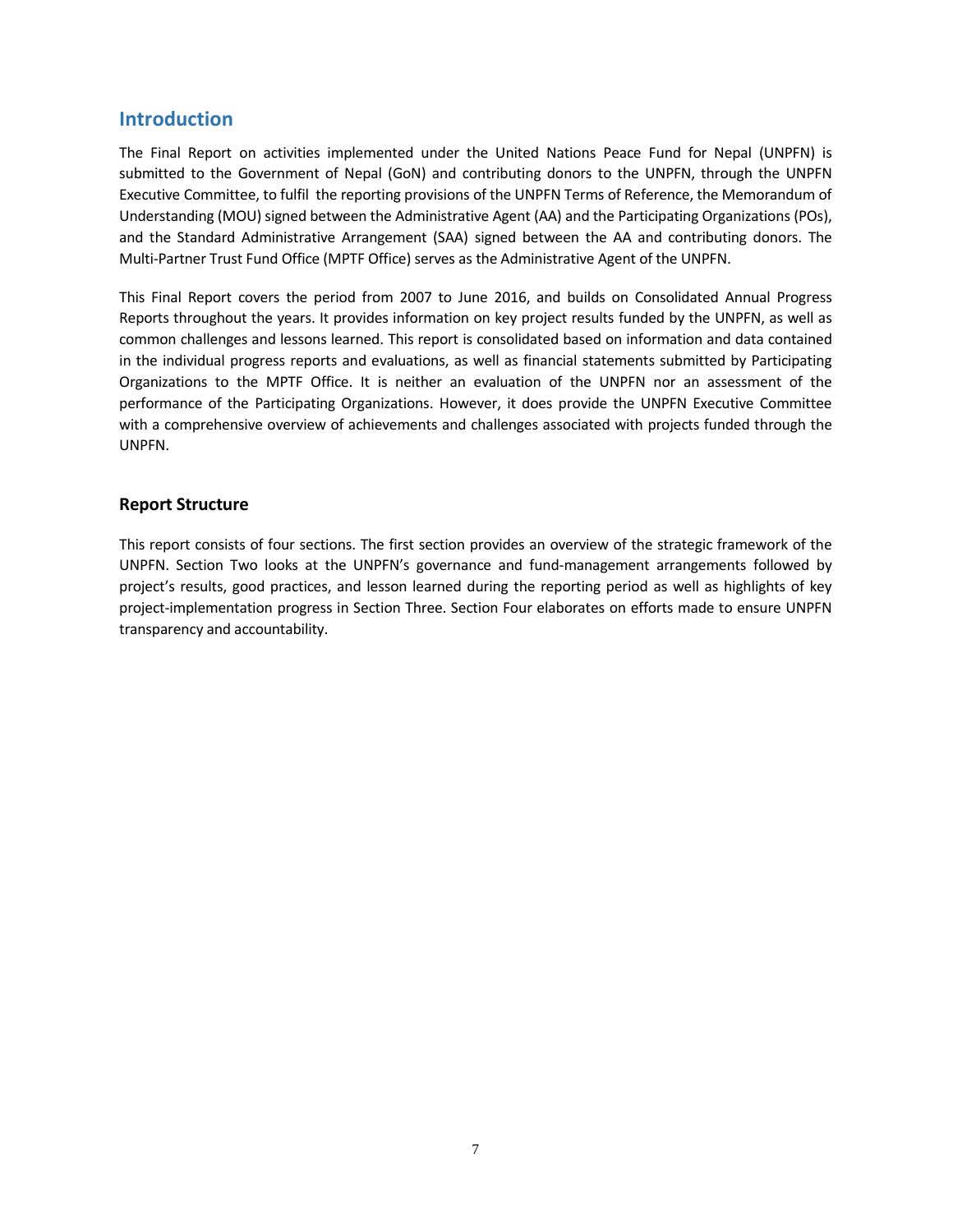# Introduction

The Final Report on activities implemented under the United Nations Peace Fund for Nepal (UNPFN) is submitted to the Government of Nepal (GoN) and contributing donors to the UNPFN, through the UNPFN Executive Committee, to fulfil the reporting provisions of the UNPFN Terms of Reference, the Memorandum of Understanding (MOU) signed between the Administrative Agent (AA) and the Participating Organizations (POs), and the Standard Administrative Arrangement (SAA) signed between the AA and contributing donors. The Multi-Partner Trust Fund Office (MPTF Office) serves as the Administrative Agent of the UNPFN.

This Final Report covers the period from 2007 to June 2016, and builds on Consolidated Annual Progress Reports throughout the years. It provides information on key project results funded by the UNPFN, as well as common challenges and lessons learned. This report is consolidated based on information and data contained in the individual progress reports and evaluations, as well as financial statements submitted by Participating Organizations to the MPTF Office. It is neither an evaluation of the UNPFN nor an assessment of the performance of the Participating Organizations. However, it does provide the UNPFN Executive Committee with a comprehensive overview of achievements and challenges associated with projects funded through the UNPFN.

## Report Structure

This report consists of four sections. The first section provides an overview of the strategic framework of the UNPFN. Section Two looks at the UNPFN's governance and fund-management arrangements followed by project's results, good practices, and lesson learned during the reporting period as well as highlights of key project-implementation progress in Section Three. Section Four elaborates on efforts made to ensure UNPFN transparency and accountability.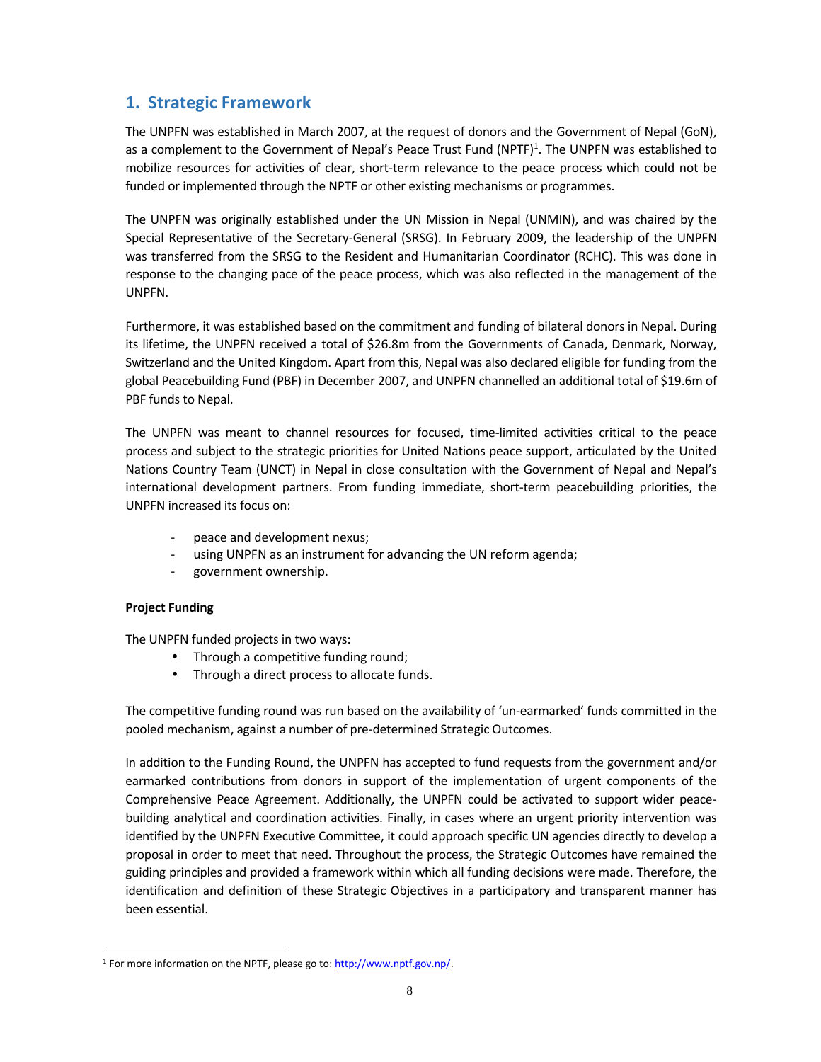# 1. Strategic Framework

The UNPFN was established in March 2007, at the request of donors and the Government of Nepal (GoN), as a complement to the Government of Nepal's Peace Trust Fund (NPTF)[1]. The UNPFN was established to mobilize resources for activities of clear, short-term relevance to the peace process which could not be funded or implemented through the NPTF or other existing mechanisms or programmes.

The UNPFN was originally established under the UN Mission in Nepal (UNMIN), and was chaired by the Special Representative of the Secretary-General (SRSG). In February 2009, the leadership of the UNPFN was transferred from the SRSG to the Resident and Humanitarian Coordinator (RCHC). This was done in response to the changing pace of the peace process, which was also reflected in the management of the UNPFN.

Furthermore, it was established based on the commitment and funding of bilateral donors in Nepal. During its lifetime, the UNPFN received a total of $26.8m from the Governments of Canada, Denmark, Norway, Switzerland and the United Kingdom. Apart from this, Nepal was also declared eligible for funding from the global Peacebuilding Fund (PBF) in December 2007, and UNPFN channelled an additional total of $19.6m of PBF funds to Nepal.

The UNPFN was meant to channel resources for focused, time-limited activities critical to the peace process and subject to the strategic priorities for United Nations peace support, articulated by the United Nations Country Team (UNCT) in Nepal in close consultation with the Government of Nepal and Nepal's international development partners. From funding immediate, short-term peacebuilding priorities, the UNPFN increased its focus on:

- peace and development nexus;
- using UNPFN as an instrument for advancing the UN reform agenda;
- government ownership.

**Project Funding**

The UNPFN funded projects in two ways:

- Through a competitive funding round;
- Through a direct process to allocate funds.

The competitive funding round was run based on the availability of 'un-earmarked' funds committed in the pooled mechanism, against a number of pre-determined Strategic Outcomes.

In addition to the Funding Round, the UNPFN has accepted to fund requests from the government and/or earmarked contributions from donors in support of the implementation of urgent components of the Comprehensive Peace Agreement. Additionally, the UNPFN could be activated to support wider peace-building analytical and coordination activities. Finally, in cases where an urgent priority intervention was identified by the UNPFN Executive Committee, it could approach specific UN agencies directly to develop a proposal in order to meet that need. Throughout the process, the Strategic Outcomes have remained the guiding principles and provided a framework within which all funding decisions were made. Therefore, the identification and definition of these Strategic Objectives in a participatory and transparent manner has been essential.

[1] For more information on the NPTF, please go to: http://www.nptf.gov.np/.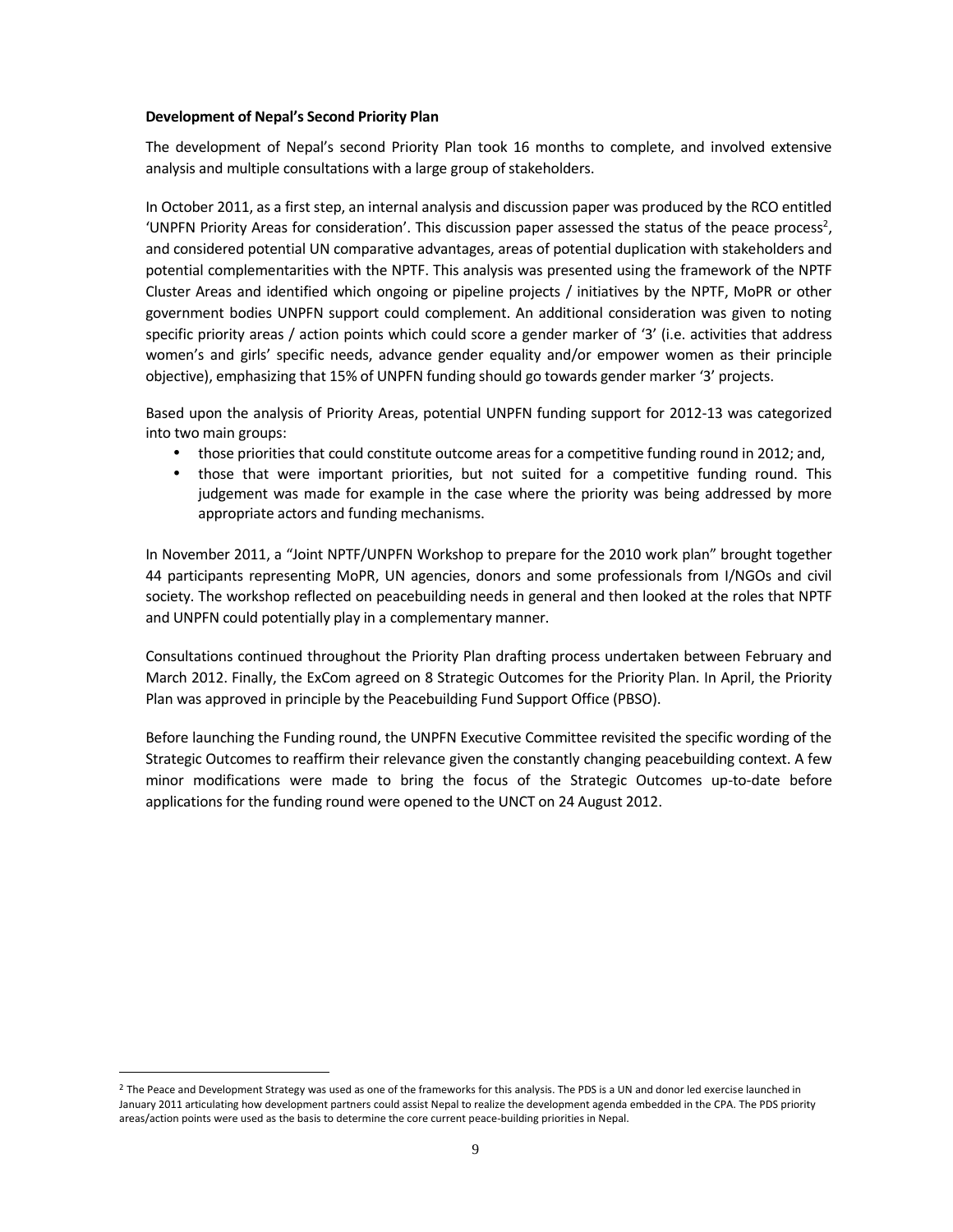**Development of Nepal's Second Priority Plan**

The development of Nepal's second Priority Plan took 16 months to complete, and involved extensive analysis and multiple consultations with a large group of stakeholders.

In October 2011, as a first step, an internal analysis and discussion paper was produced by the RCO entitled 'UNPFN Priority Areas for consideration'. This discussion paper assessed the status of the peace process[2], and considered potential UN comparative advantages, areas of potential duplication with stakeholders and potential complementarities with the NPTF. This analysis was presented using the framework of the NPTF Cluster Areas and identified which ongoing or pipeline projects / initiatives by the NPTF, MoPR or other government bodies UNPFN support could complement. An additional consideration was given to noting specific priority areas / action points which could score a gender marker of '3' (i.e. activities that address women's and girls' specific needs, advance gender equality and/or empower women as their principle objective), emphasizing that 15% of UNPFN funding should go towards gender marker '3' projects.

Based upon the analysis of Priority Areas, potential UNPFN funding support for 2012-13 was categorized into two main groups:

- those priorities that could constitute outcome areas for a competitive funding round in 2012; and,
- those that were important priorities, but not suited for a competitive funding round. This judgement was made for example in the case where the priority was being addressed by more appropriate actors and funding mechanisms.

In November 2011, a "Joint NPTF/UNPFN Workshop to prepare for the 2010 work plan" brought together 44 participants representing MoPR, UN agencies, donors and some professionals from I/NGOs and civil society. The workshop reflected on peacebuilding needs in general and then looked at the roles that NPTF and UNPFN could potentially play in a complementary manner.

Consultations continued throughout the Priority Plan drafting process undertaken between February and March 2012. Finally, the ExCom agreed on 8 Strategic Outcomes for the Priority Plan. In April, the Priority Plan was approved in principle by the Peacebuilding Fund Support Office (PBSO).

Before launching the Funding round, the UNPFN Executive Committee revisited the specific wording of the Strategic Outcomes to reaffirm their relevance given the constantly changing peacebuilding context. A few minor modifications were made to bring the focus of the Strategic Outcomes up-to-date before applications for the funding round were opened to the UNCT on 24 August 2012.

---

[2] The Peace and Development Strategy was used as one of the frameworks for this analysis. The PDS is a UN and donor led exercise launched in January 2011 articulating how development partners could assist Nepal to realize the development agenda embedded in the CPA. The PDS priority areas/action points were used as the basis to determine the core current peace-building priorities in Nepal.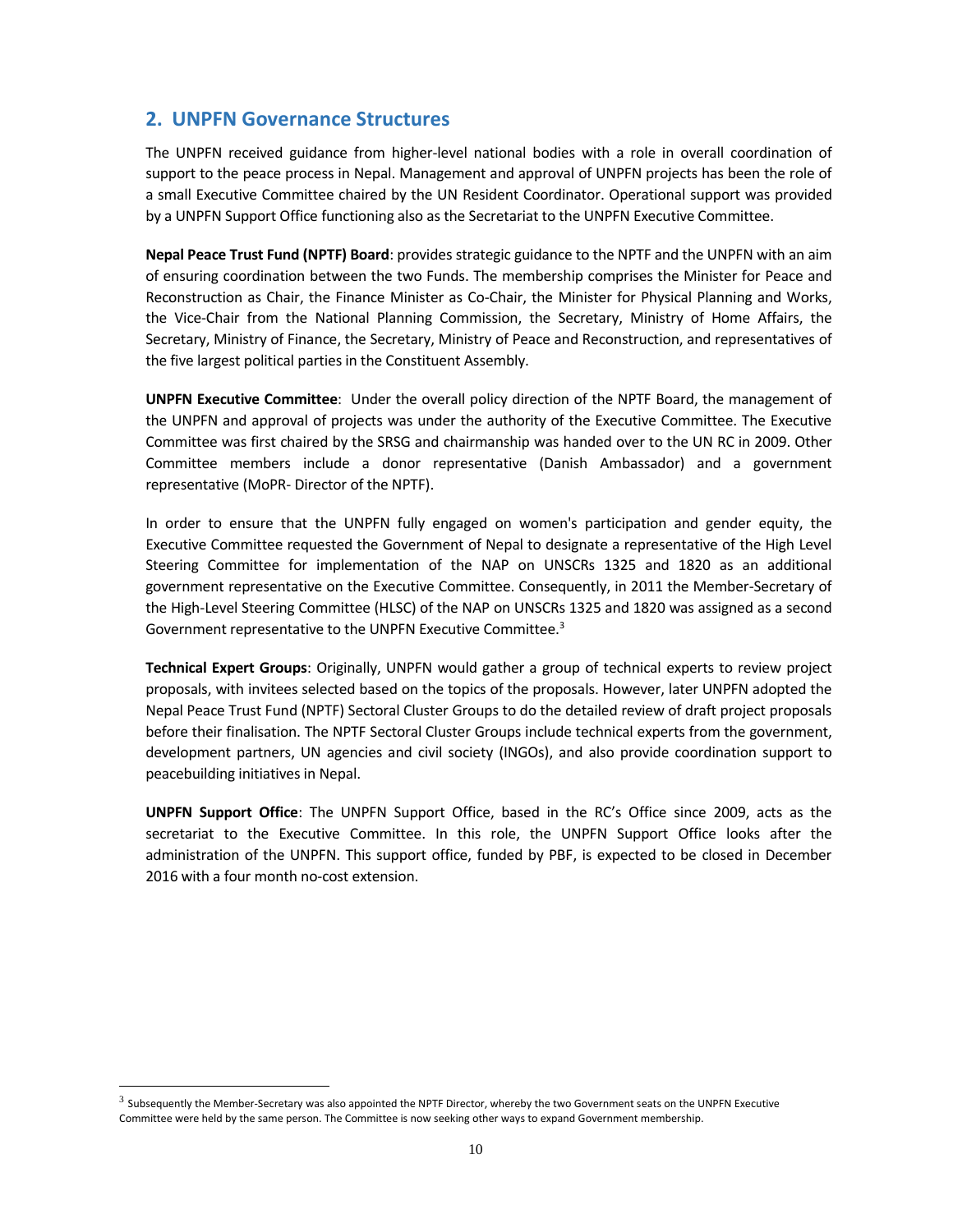## 2. UNPFN Governance Structures

The UNPFN received guidance from higher-level national bodies with a role in overall coordination of support to the peace process in Nepal. Management and approval of UNPFN projects has been the role of a small Executive Committee chaired by the UN Resident Coordinator. Operational support was provided by a UNPFN Support Office functioning also as the Secretariat to the UNPFN Executive Committee.

**Nepal Peace Trust Fund (NPTF) Board**: provides strategic guidance to the NPTF and the UNPFN with an aim of ensuring coordination between the two Funds. The membership comprises the Minister for Peace and Reconstruction as Chair, the Finance Minister as Co-Chair, the Minister for Physical Planning and Works, the Vice-Chair from the National Planning Commission, the Secretary, Ministry of Home Affairs, the Secretary, Ministry of Finance, the Secretary, Ministry of Peace and Reconstruction, and representatives of the five largest political parties in the Constituent Assembly.

**UNPFN Executive Committee**: Under the overall policy direction of the NPTF Board, the management of the UNPFN and approval of projects was under the authority of the Executive Committee. The Executive Committee was first chaired by the SRSG and chairmanship was handed over to the UN RC in 2009. Other Committee members include a donor representative (Danish Ambassador) and a government representative (MoPR- Director of the NPTF).

In order to ensure that the UNPFN fully engaged on women's participation and gender equity, the Executive Committee requested the Government of Nepal to designate a representative of the High Level Steering Committee for implementation of the NAP on UNSCRs 1325 and 1820 as an additional government representative on the Executive Committee. Consequently, in 2011 the Member-Secretary of the High-Level Steering Committee (HLSC) of the NAP on UNSCRs 1325 and 1820 was assigned as a second Government representative to the UNPFN Executive Committee.[3]

**Technical Expert Groups**: Originally, UNPFN would gather a group of technical experts to review project proposals, with invitees selected based on the topics of the proposals. However, later UNPFN adopted the Nepal Peace Trust Fund (NPTF) Sectoral Cluster Groups to do the detailed review of draft project proposals before their finalisation. The NPTF Sectoral Cluster Groups include technical experts from the government, development partners, UN agencies and civil society (INGOs), and also provide coordination support to peacebuilding initiatives in Nepal.

**UNPFN Support Office**: The UNPFN Support Office, based in the RC's Office since 2009, acts as the secretariat to the Executive Committee. In this role, the UNPFN Support Office looks after the administration of the UNPFN. This support office, funded by PBF, is expected to be closed in December 2016 with a four month no-cost extension.

---

[3] Subsequently the Member-Secretary was also appointed the NPTF Director, whereby the two Government seats on the UNPFN Executive Committee were held by the same person. The Committee is now seeking other ways to expand Government membership.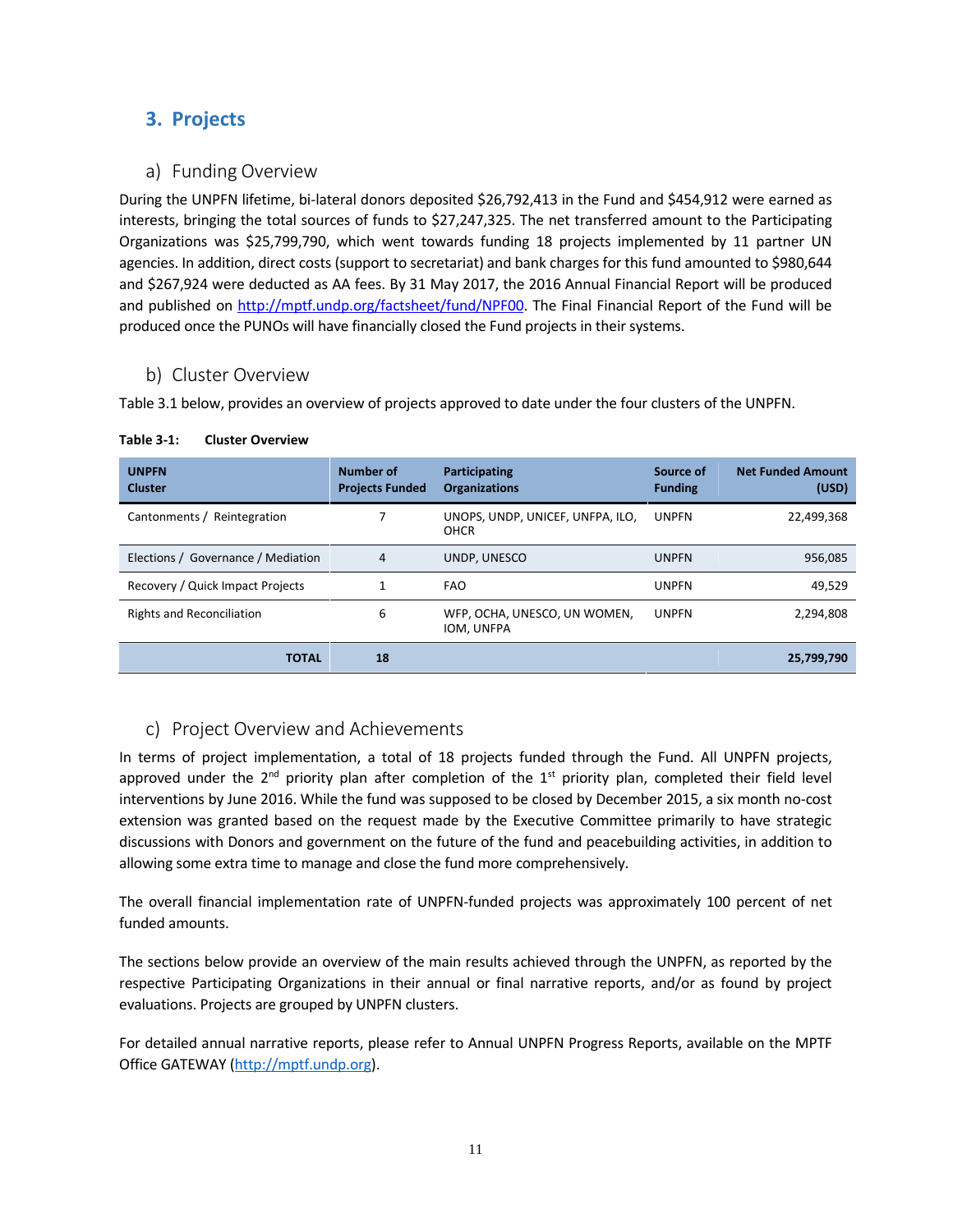## 3. Projects

### a) Funding Overview

During the UNPFN lifetime, bi-lateral donors deposited $26,792,413 in the Fund and $454,912 were earned as interests, bringing the total sources of funds to $27,247,325. The net transferred amount to the Participating Organizations was $25,799,790, which went towards funding 18 projects implemented by 11 partner UN agencies. In addition, direct costs (support to secretariat) and bank charges for this fund amounted to $980,644 and $267,924 were deducted as AA fees. By 31 May 2017, the 2016 Annual Financial Report will be produced and published on http://mptf.undp.org/factsheet/fund/NPF00. The Final Financial Report of the Fund will be produced once the PUNOs will have financially closed the Fund projects in their systems.

### b) Cluster Overview

Table 3.1 below, provides an overview of projects approved to date under the four clusters of the UNPFN.

**Table 3-1: Cluster Overview**

| UNPFN Cluster | Number of Projects Funded | Participating Organizations | Source of Funding | Net Funded Amount (USD) |
|---|---|---|---|---|
| Cantonments / Reintegration | 7 | UNOPS, UNDP, UNICEF, UNFPA, ILO, OHCR | UNPFN | 22,499,368 |
| Elections / Governance / Mediation | 4 | UNDP, UNESCO | UNPFN | 956,085 |
| Recovery / Quick Impact Projects | 1 | FAO | UNPFN | 49,529 |
| Rights and Reconciliation | 6 | WFP, OCHA, UNESCO, UN WOMEN, IOM, UNFPA | UNPFN | 2,294,808 |
| **TOTAL** | **18** | | | **25,799,790** |

### c) Project Overview and Achievements

In terms of project implementation, a total of 18 projects funded through the Fund. All UNPFN projects, approved under the 2nd priority plan after completion of the 1st priority plan, completed their field level interventions by June 2016. While the fund was supposed to be closed by December 2015, a six month no-cost extension was granted based on the request made by the Executive Committee primarily to have strategic discussions with Donors and government on the future of the fund and peacebuilding activities, in addition to allowing some extra time to manage and close the fund more comprehensively.

The overall financial implementation rate of UNPFN-funded projects was approximately 100 percent of net funded amounts.

The sections below provide an overview of the main results achieved through the UNPFN, as reported by the respective Participating Organizations in their annual or final narrative reports, and/or as found by project evaluations. Projects are grouped by UNPFN clusters.

For detailed annual narrative reports, please refer to Annual UNPFN Progress Reports, available on the MPTF Office GATEWAY (http://mptf.undp.org).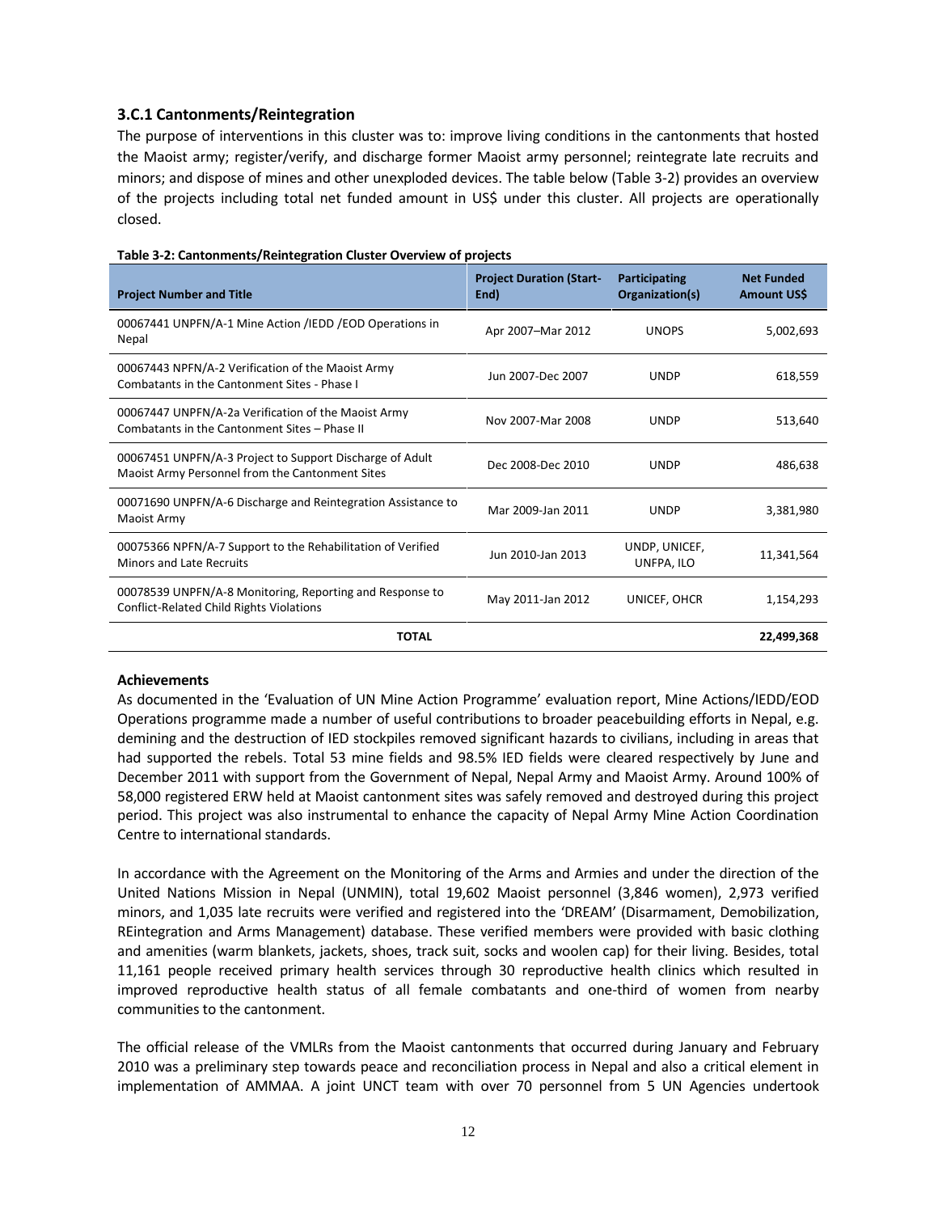### 3.C.1 Cantonments/Reintegration

The purpose of interventions in this cluster was to: improve living conditions in the cantonments that hosted the Maoist army; register/verify, and discharge former Maoist army personnel; reintegrate late recruits and minors; and dispose of mines and other unexploded devices. The table below (Table 3-2) provides an overview of the projects including total net funded amount in US$ under this cluster. All projects are operationally closed.

**Table 3-2: Cantonments/Reintegration Cluster Overview of projects**

| Project Number and Title | Project Duration (Start-End) | Participating Organization(s) | Net Funded Amount US$ |
|---|---|---|---|
| 00067441 UNPFN/A-1 Mine Action /IEDD /EOD Operations in Nepal | Apr 2007–Mar 2012 | UNOPS | 5,002,693 |
| 00067443 NPFN/A-2 Verification of the Maoist Army Combatants in the Cantonment Sites - Phase I | Jun 2007-Dec 2007 | UNDP | 618,559 |
| 00067447 UNPFN/A-2a Verification of the Maoist Army Combatants in the Cantonment Sites – Phase II | Nov 2007-Mar 2008 | UNDP | 513,640 |
| 00067451 UNPFN/A-3 Project to Support Discharge of Adult Maoist Army Personnel from the Cantonment Sites | Dec 2008-Dec 2010 | UNDP | 486,638 |
| 00071690 UNPFN/A-6 Discharge and Reintegration Assistance to Maoist Army | Mar 2009-Jan 2011 | UNDP | 3,381,980 |
| 00075366 NPFN/A-7 Support to the Rehabilitation of Verified Minors and Late Recruits | Jun 2010-Jan 2013 | UNDP, UNICEF, UNFPA, ILO | 11,341,564 |
| 00078539 UNPFN/A-8 Monitoring, Reporting and Response to Conflict-Related Child Rights Violations | May 2011-Jan 2012 | UNICEF, OHCR | 1,154,293 |
| **TOTAL** | | | **22,499,368** |

**Achievements**

As documented in the 'Evaluation of UN Mine Action Programme' evaluation report, Mine Actions/IEDD/EOD Operations programme made a number of useful contributions to broader peacebuilding efforts in Nepal, e.g. demining and the destruction of IED stockpiles removed significant hazards to civilians, including in areas that had supported the rebels. Total 53 mine fields and 98.5% IED fields were cleared respectively by June and December 2011 with support from the Government of Nepal, Nepal Army and Maoist Army. Around 100% of 58,000 registered ERW held at Maoist cantonment sites was safely removed and destroyed during this project period. This project was also instrumental to enhance the capacity of Nepal Army Mine Action Coordination Centre to international standards.

In accordance with the Agreement on the Monitoring of the Arms and Armies and under the direction of the United Nations Mission in Nepal (UNMIN), total 19,602 Maoist personnel (3,846 women), 2,973 verified minors, and 1,035 late recruits were verified and registered into the 'DREAM' (Disarmament, Demobilization, REintegration and Arms Management) database. These verified members were provided with basic clothing and amenities (warm blankets, jackets, shoes, track suit, socks and woolen cap) for their living. Besides, total 11,161 people received primary health services through 30 reproductive health clinics which resulted in improved reproductive health status of all female combatants and one-third of women from nearby communities to the cantonment.

The official release of the VMLRs from the Maoist cantonments that occurred during January and February 2010 was a preliminary step towards peace and reconciliation process in Nepal and also a critical element in implementation of AMMAA. A joint UNCT team with over 70 personnel from 5 UN Agencies undertook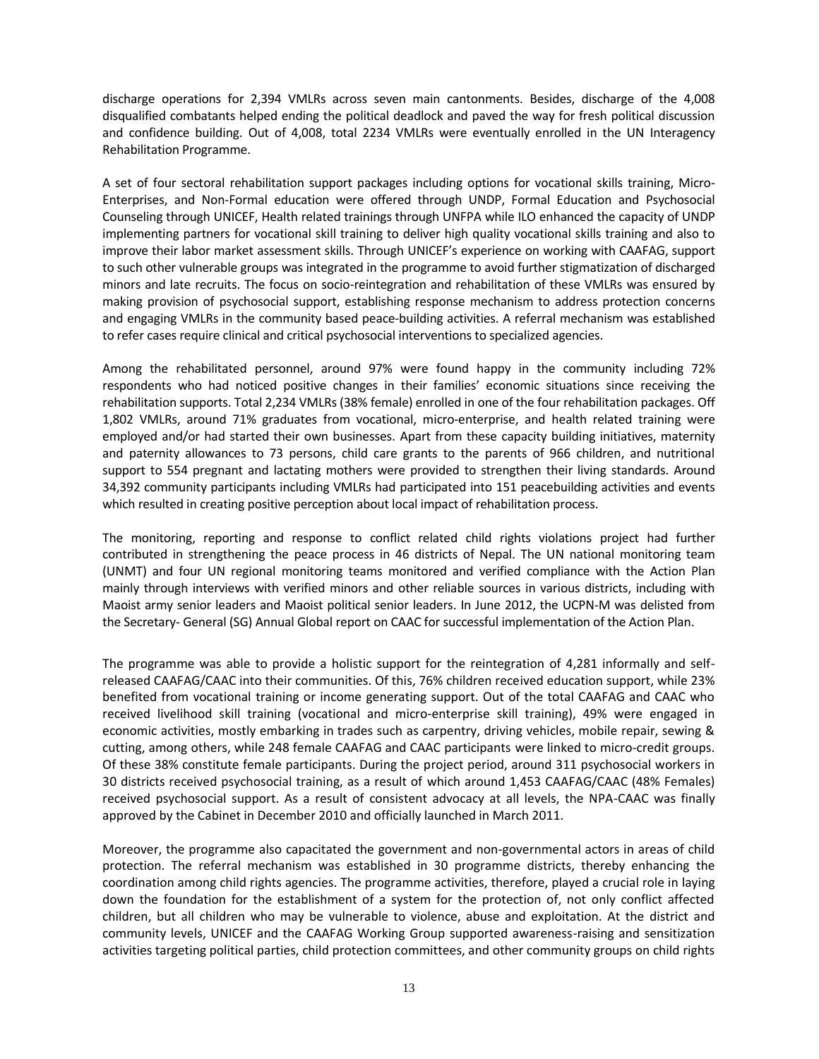discharge operations for 2,394 VMLRs across seven main cantonments. Besides, discharge of the 4,008 disqualified combatants helped ending the political deadlock and paved the way for fresh political discussion and confidence building. Out of 4,008, total 2234 VMLRs were eventually enrolled in the UN Interagency Rehabilitation Programme.

A set of four sectoral rehabilitation support packages including options for vocational skills training, Micro-Enterprises, and Non-Formal education were offered through UNDP, Formal Education and Psychosocial Counseling through UNICEF, Health related trainings through UNFPA while ILO enhanced the capacity of UNDP implementing partners for vocational skill training to deliver high quality vocational skills training and also to improve their labor market assessment skills. Through UNICEF's experience on working with CAAFAG, support to such other vulnerable groups was integrated in the programme to avoid further stigmatization of discharged minors and late recruits. The focus on socio-reintegration and rehabilitation of these VMLRs was ensured by making provision of psychosocial support, establishing response mechanism to address protection concerns and engaging VMLRs in the community based peace-building activities. A referral mechanism was established to refer cases require clinical and critical psychosocial interventions to specialized agencies.

Among the rehabilitated personnel, around 97% were found happy in the community including 72% respondents who had noticed positive changes in their families' economic situations since receiving the rehabilitation supports. Total 2,234 VMLRs (38% female) enrolled in one of the four rehabilitation packages. Off 1,802 VMLRs, around 71% graduates from vocational, micro-enterprise, and health related training were employed and/or had started their own businesses. Apart from these capacity building initiatives, maternity and paternity allowances to 73 persons, child care grants to the parents of 966 children, and nutritional support to 554 pregnant and lactating mothers were provided to strengthen their living standards. Around 34,392 community participants including VMLRs had participated into 151 peacebuilding activities and events which resulted in creating positive perception about local impact of rehabilitation process.

The monitoring, reporting and response to conflict related child rights violations project had further contributed in strengthening the peace process in 46 districts of Nepal. The UN national monitoring team (UNMT) and four UN regional monitoring teams monitored and verified compliance with the Action Plan mainly through interviews with verified minors and other reliable sources in various districts, including with Maoist army senior leaders and Maoist political senior leaders. In June 2012, the UCPN-M was delisted from the Secretary- General (SG) Annual Global report on CAAC for successful implementation of the Action Plan.

The programme was able to provide a holistic support for the reintegration of 4,281 informally and self-released CAAFAG/CAAC into their communities. Of this, 76% children received education support, while 23% benefited from vocational training or income generating support. Out of the total CAAFAG and CAAC who received livelihood skill training (vocational and micro-enterprise skill training), 49% were engaged in economic activities, mostly embarking in trades such as carpentry, driving vehicles, mobile repair, sewing & cutting, among others, while 248 female CAAFAG and CAAC participants were linked to micro-credit groups. Of these 38% constitute female participants. During the project period, around 311 psychosocial workers in 30 districts received psychosocial training, as a result of which around 1,453 CAAFAG/CAAC (48% Females) received psychosocial support. As a result of consistent advocacy at all levels, the NPA-CAAC was finally approved by the Cabinet in December 2010 and officially launched in March 2011.

Moreover, the programme also capacitated the government and non-governmental actors in areas of child protection. The referral mechanism was established in 30 programme districts, thereby enhancing the coordination among child rights agencies. The programme activities, therefore, played a crucial role in laying down the foundation for the establishment of a system for the protection of, not only conflict affected children, but all children who may be vulnerable to violence, abuse and exploitation. At the district and community levels, UNICEF and the CAAFAG Working Group supported awareness-raising and sensitization activities targeting political parties, child protection committees, and other community groups on child rights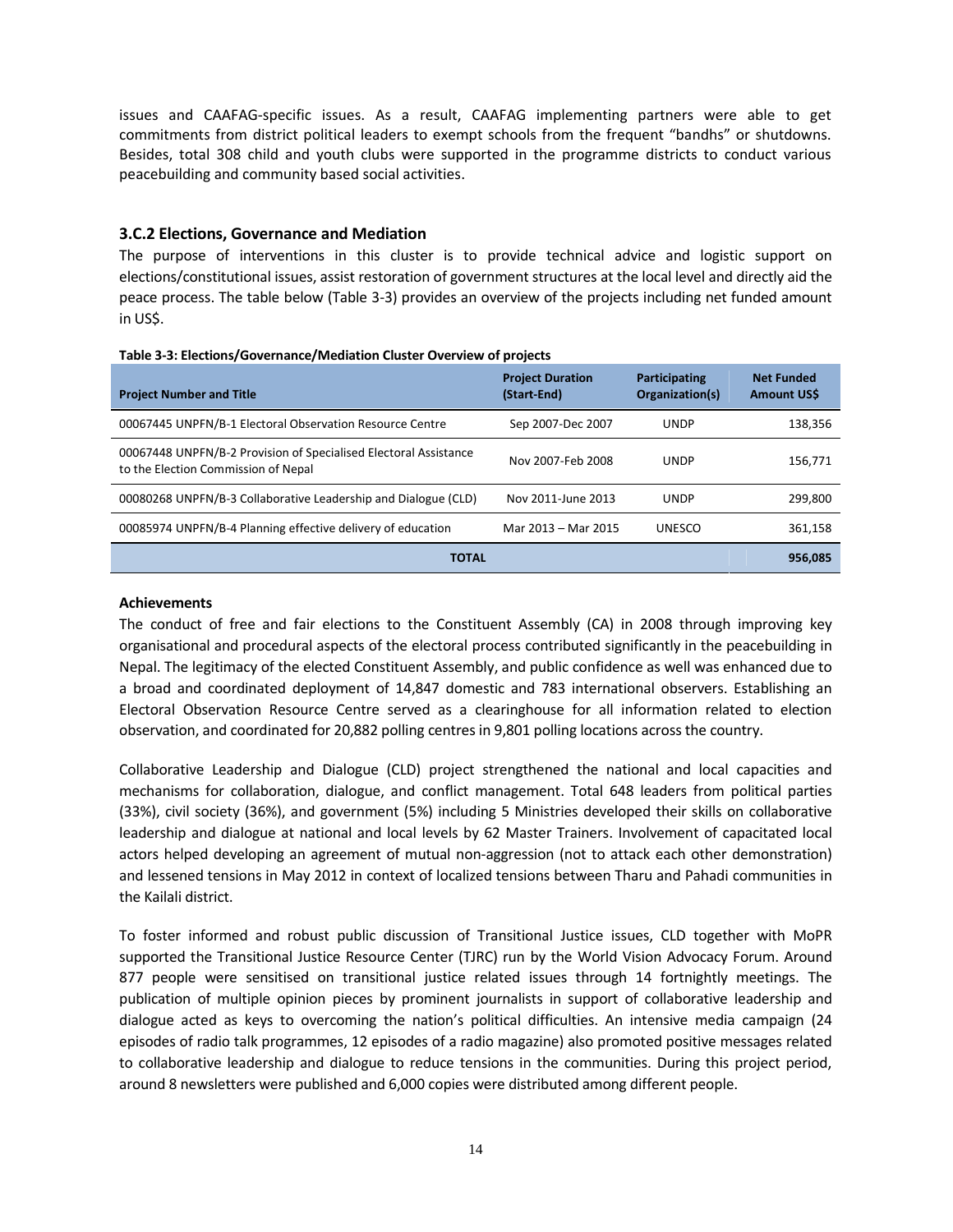issues and CAAFAG-specific issues. As a result, CAAFAG implementing partners were able to get commitments from district political leaders to exempt schools from the frequent "bandhs" or shutdowns. Besides, total 308 child and youth clubs were supported in the programme districts to conduct various peacebuilding and community based social activities.

### 3.C.2 Elections, Governance and Mediation

The purpose of interventions in this cluster is to provide technical advice and logistic support on elections/constitutional issues, assist restoration of government structures at the local level and directly aid the peace process. The table below (Table 3-3) provides an overview of the projects including net funded amount in US$.

**Table 3-3: Elections/Governance/Mediation Cluster Overview of projects**

| Project Number and Title | Project Duration (Start-End) | Participating Organization(s) | Net Funded Amount US$ |
|---|---|---|---|
| 00067445 UNPFN/B-1 Electoral Observation Resource Centre | Sep 2007-Dec 2007 | UNDP | 138,356 |
| 00067448 UNPFN/B-2 Provision of Specialised Electoral Assistance to the Election Commission of Nepal | Nov 2007-Feb 2008 | UNDP | 156,771 |
| 00080268 UNPFN/B-3 Collaborative Leadership and Dialogue (CLD) | Nov 2011-June 2013 | UNDP | 299,800 |
| 00085974 UNPFN/B-4 Planning effective delivery of education | Mar 2013 – Mar 2015 | UNESCO | 361,158 |
| **TOTAL** | | | **956,085** |

**Achievements**

The conduct of free and fair elections to the Constituent Assembly (CA) in 2008 through improving key organisational and procedural aspects of the electoral process contributed significantly in the peacebuilding in Nepal. The legitimacy of the elected Constituent Assembly, and public confidence as well was enhanced due to a broad and coordinated deployment of 14,847 domestic and 783 international observers. Establishing an Electoral Observation Resource Centre served as a clearinghouse for all information related to election observation, and coordinated for 20,882 polling centres in 9,801 polling locations across the country.

Collaborative Leadership and Dialogue (CLD) project strengthened the national and local capacities and mechanisms for collaboration, dialogue, and conflict management. Total 648 leaders from political parties (33%), civil society (36%), and government (5%) including 5 Ministries developed their skills on collaborative leadership and dialogue at national and local levels by 62 Master Trainers. Involvement of capacitated local actors helped developing an agreement of mutual non-aggression (not to attack each other demonstration) and lessened tensions in May 2012 in context of localized tensions between Tharu and Pahadi communities in the Kailali district.

To foster informed and robust public discussion of Transitional Justice issues, CLD together with MoPR supported the Transitional Justice Resource Center (TJRC) run by the World Vision Advocacy Forum. Around 877 people were sensitised on transitional justice related issues through 14 fortnightly meetings. The publication of multiple opinion pieces by prominent journalists in support of collaborative leadership and dialogue acted as keys to overcoming the nation's political difficulties. An intensive media campaign (24 episodes of radio talk programmes, 12 episodes of a radio magazine) also promoted positive messages related to collaborative leadership and dialogue to reduce tensions in the communities. During this project period, around 8 newsletters were published and 6,000 copies were distributed among different people.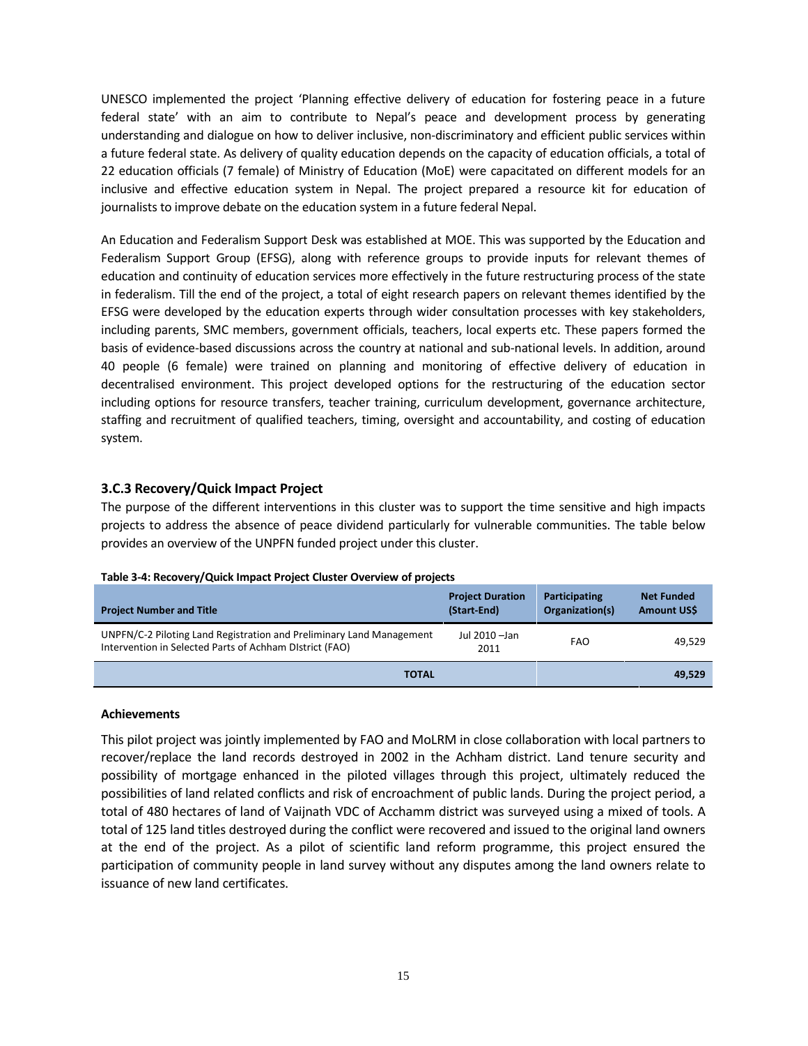UNESCO implemented the project 'Planning effective delivery of education for fostering peace in a future federal state' with an aim to contribute to Nepal's peace and development process by generating understanding and dialogue on how to deliver inclusive, non-discriminatory and efficient public services within a future federal state. As delivery of quality education depends on the capacity of education officials, a total of 22 education officials (7 female) of Ministry of Education (MoE) were capacitated on different models for an inclusive and effective education system in Nepal. The project prepared a resource kit for education of journalists to improve debate on the education system in a future federal Nepal.

An Education and Federalism Support Desk was established at MOE. This was supported by the Education and Federalism Support Group (EFSG), along with reference groups to provide inputs for relevant themes of education and continuity of education services more effectively in the future restructuring process of the state in federalism. Till the end of the project, a total of eight research papers on relevant themes identified by the EFSG were developed by the education experts through wider consultation processes with key stakeholders, including parents, SMC members, government officials, teachers, local experts etc. These papers formed the basis of evidence-based discussions across the country at national and sub-national levels. In addition, around 40 people (6 female) were trained on planning and monitoring of effective delivery of education in decentralised environment. This project developed options for the restructuring of the education sector including options for resource transfers, teacher training, curriculum development, governance architecture, staffing and recruitment of qualified teachers, timing, oversight and accountability, and costing of education system.

### 3.C.3 Recovery/Quick Impact Project

The purpose of the different interventions in this cluster was to support the time sensitive and high impacts projects to address the absence of peace dividend particularly for vulnerable communities. The table below provides an overview of the UNPFN funded project under this cluster.

**Table 3-4: Recovery/Quick Impact Project Cluster Overview of projects**

| Project Number and Title | Project Duration (Start-End) | Participating Organization(s) | Net Funded Amount US$ |
|---|---|---|---|
| UNPFN/C-2 Piloting Land Registration and Preliminary Land Management Intervention in Selected Parts of Achham DIstrict (FAO) | Jul 2010 –Jan 2011 | FAO | 49,529 |
| **TOTAL** | | | **49,529** |

**Achievements**

This pilot project was jointly implemented by FAO and MoLRM in close collaboration with local partners to recover/replace the land records destroyed in 2002 in the Achham district. Land tenure security and possibility of mortgage enhanced in the piloted villages through this project, ultimately reduced the possibilities of land related conflicts and risk of encroachment of public lands. During the project period, a total of 480 hectares of land of Vaijnath VDC of Acchamm district was surveyed using a mixed of tools. A total of 125 land titles destroyed during the conflict were recovered and issued to the original land owners at the end of the project. As a pilot of scientific land reform programme, this project ensured the participation of community people in land survey without any disputes among the land owners relate to issuance of new land certificates.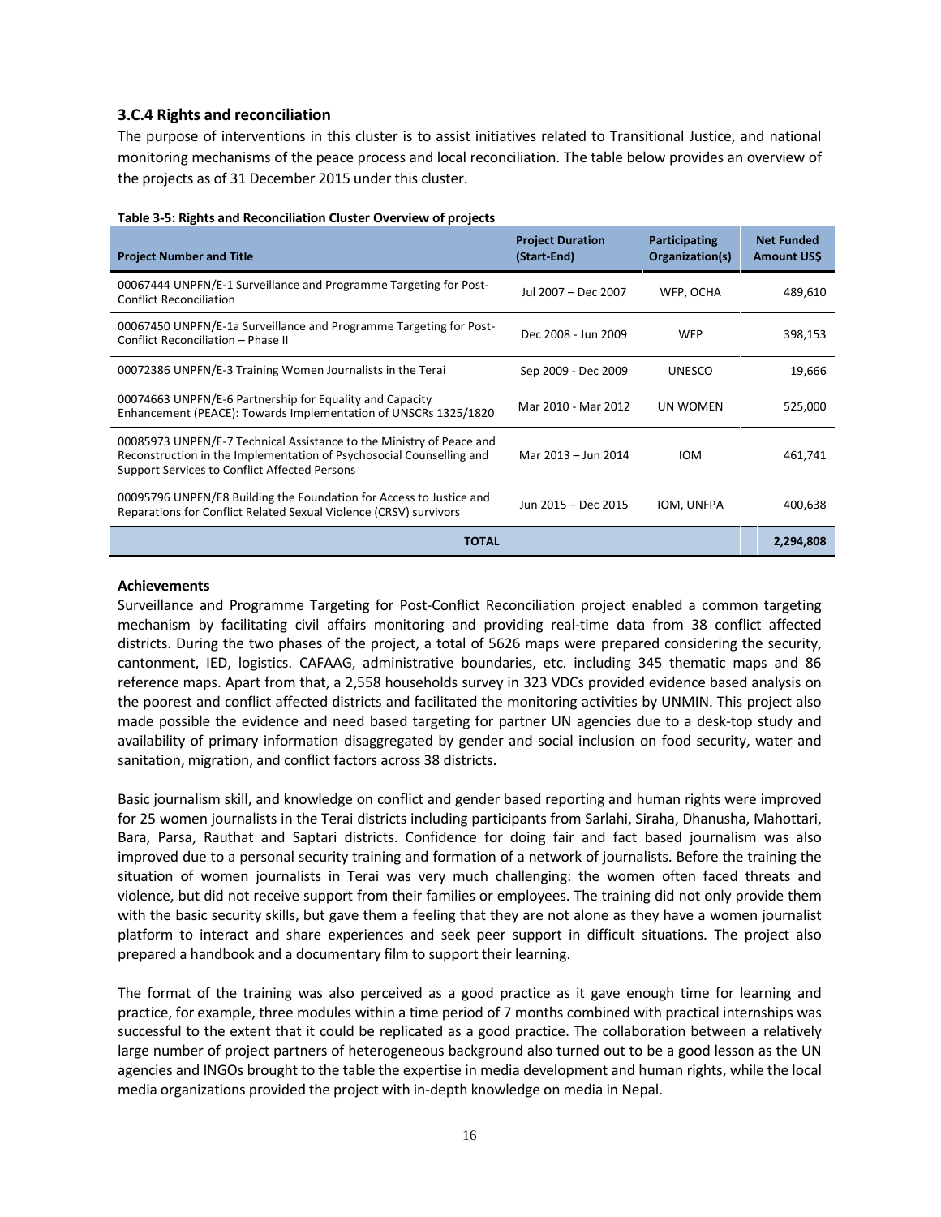### 3.C.4 Rights and reconciliation

The purpose of interventions in this cluster is to assist initiatives related to Transitional Justice, and national monitoring mechanisms of the peace process and local reconciliation. The table below provides an overview of the projects as of 31 December 2015 under this cluster.

**Table 3-5: Rights and Reconciliation Cluster Overview of projects**

| Project Number and Title | Project Duration (Start-End) | Participating Organization(s) | Net Funded Amount US$ |
|---|---|---|---|
| 00067444 UNPFN/E-1 Surveillance and Programme Targeting for Post-Conflict Reconciliation | Jul 2007 – Dec 2007 | WFP, OCHA | 489,610 |
| 00067450 UNPFN/E-1a Surveillance and Programme Targeting for Post-Conflict Reconciliation – Phase II | Dec 2008 - Jun 2009 | WFP | 398,153 |
| 00072386 UNPFN/E-3 Training Women Journalists in the Terai | Sep 2009 - Dec 2009 | UNESCO | 19,666 |
| 00074663 UNPFN/E-6 Partnership for Equality and Capacity Enhancement (PEACE): Towards Implementation of UNSCRs 1325/1820 | Mar 2010 - Mar 2012 | UN WOMEN | 525,000 |
| 00085973 UNPFN/E-7 Technical Assistance to the Ministry of Peace and Reconstruction in the Implementation of Psychosocial Counselling and Support Services to Conflict Affected Persons | Mar 2013 – Jun 2014 | IOM | 461,741 |
| 00095796 UNPFN/E8 Building the Foundation for Access to Justice and Reparations for Conflict Related Sexual Violence (CRSV) survivors | Jun 2015 – Dec 2015 | IOM, UNFPA | 400,638 |
| **TOTAL** | | | **2,294,808** |

**Achievements**

Surveillance and Programme Targeting for Post-Conflict Reconciliation project enabled a common targeting mechanism by facilitating civil affairs monitoring and providing real-time data from 38 conflict affected districts. During the two phases of the project, a total of 5626 maps were prepared considering the security, cantonment, IED, logistics. CAFAAG, administrative boundaries, etc. including 345 thematic maps and 86 reference maps. Apart from that, a 2,558 households survey in 323 VDCs provided evidence based analysis on the poorest and conflict affected districts and facilitated the monitoring activities by UNMIN. This project also made possible the evidence and need based targeting for partner UN agencies due to a desk-top study and availability of primary information disaggregated by gender and social inclusion on food security, water and sanitation, migration, and conflict factors across 38 districts.

Basic journalism skill, and knowledge on conflict and gender based reporting and human rights were improved for 25 women journalists in the Terai districts including participants from Sarlahi, Siraha, Dhanusha, Mahottari, Bara, Parsa, Rauthat and Saptari districts. Confidence for doing fair and fact based journalism was also improved due to a personal security training and formation of a network of journalists. Before the training the situation of women journalists in Terai was very much challenging: the women often faced threats and violence, but did not receive support from their families or employees. The training did not only provide them with the basic security skills, but gave them a feeling that they are not alone as they have a women journalist platform to interact and share experiences and seek peer support in difficult situations. The project also prepared a handbook and a documentary film to support their learning.

The format of the training was also perceived as a good practice as it gave enough time for learning and practice, for example, three modules within a time period of 7 months combined with practical internships was successful to the extent that it could be replicated as a good practice. The collaboration between a relatively large number of project partners of heterogeneous background also turned out to be a good lesson as the UN agencies and INGOs brought to the table the expertise in media development and human rights, while the local media organizations provided the project with in-depth knowledge on media in Nepal.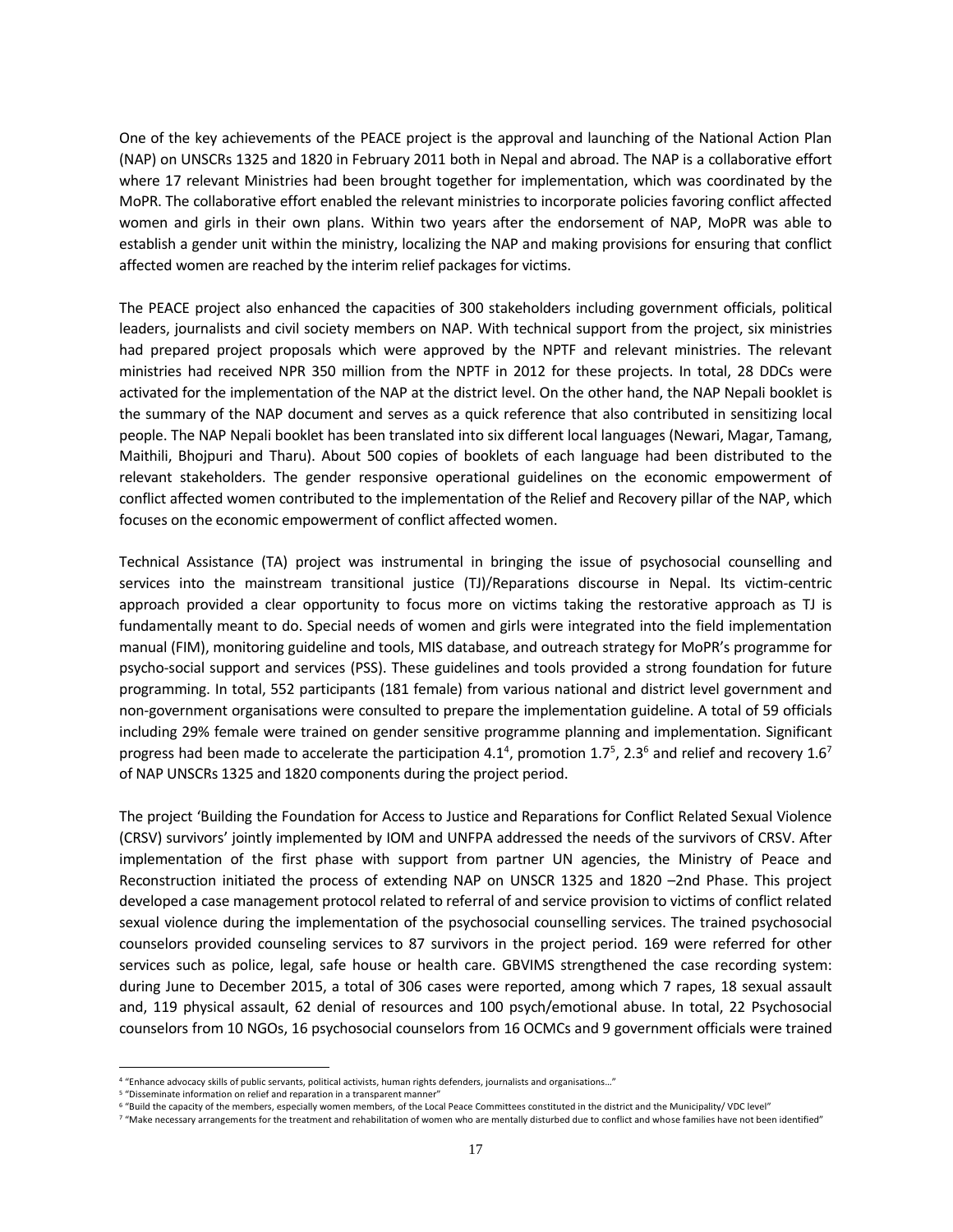One of the key achievements of the PEACE project is the approval and launching of the National Action Plan (NAP) on UNSCRs 1325 and 1820 in February 2011 both in Nepal and abroad. The NAP is a collaborative effort where 17 relevant Ministries had been brought together for implementation, which was coordinated by the MoPR. The collaborative effort enabled the relevant ministries to incorporate policies favoring conflict affected women and girls in their own plans. Within two years after the endorsement of NAP, MoPR was able to establish a gender unit within the ministry, localizing the NAP and making provisions for ensuring that conflict affected women are reached by the interim relief packages for victims.

The PEACE project also enhanced the capacities of 300 stakeholders including government officials, political leaders, journalists and civil society members on NAP. With technical support from the project, six ministries had prepared project proposals which were approved by the NPTF and relevant ministries. The relevant ministries had received NPR 350 million from the NPTF in 2012 for these projects. In total, 28 DDCs were activated for the implementation of the NAP at the district level. On the other hand, the NAP Nepali booklet is the summary of the NAP document and serves as a quick reference that also contributed in sensitizing local people. The NAP Nepali booklet has been translated into six different local languages (Newari, Magar, Tamang, Maithili, Bhojpuri and Tharu). About 500 copies of booklets of each language had been distributed to the relevant stakeholders. The gender responsive operational guidelines on the economic empowerment of conflict affected women contributed to the implementation of the Relief and Recovery pillar of the NAP, which focuses on the economic empowerment of conflict affected women.

Technical Assistance (TA) project was instrumental in bringing the issue of psychosocial counselling and services into the mainstream transitional justice (TJ)/Reparations discourse in Nepal. Its victim-centric approach provided a clear opportunity to focus more on victims taking the restorative approach as TJ is fundamentally meant to do. Special needs of women and girls were integrated into the field implementation manual (FIM), monitoring guideline and tools, MIS database, and outreach strategy for MoPR's programme for psycho-social support and services (PSS). These guidelines and tools provided a strong foundation for future programming. In total, 552 participants (181 female) from various national and district level government and non-government organisations were consulted to prepare the implementation guideline. A total of 59 officials including 29% female were trained on gender sensitive programme planning and implementation. Significant progress had been made to accelerate the participation 4.1[4], promotion 1.7[5], 2.3[6] and relief and recovery 1.6[7] of NAP UNSCRs 1325 and 1820 components during the project period.

The project 'Building the Foundation for Access to Justice and Reparations for Conflict Related Sexual Violence (CRSV) survivors' jointly implemented by IOM and UNFPA addressed the needs of the survivors of CRSV. After implementation of the first phase with support from partner UN agencies, the Ministry of Peace and Reconstruction initiated the process of extending NAP on UNSCR 1325 and 1820 –2nd Phase. This project developed a case management protocol related to referral of and service provision to victims of conflict related sexual violence during the implementation of the psychosocial counselling services. The trained psychosocial counselors provided counseling services to 87 survivors in the project period. 169 were referred for other services such as police, legal, safe house or health care. GBVIMS strengthened the case recording system: during June to December 2015, a total of 306 cases were reported, among which 7 rapes, 18 sexual assault and, 119 physical assault, 62 denial of resources and 100 psych/emotional abuse. In total, 22 Psychosocial counselors from 10 NGOs, 16 psychosocial counselors from 16 OCMCs and 9 government officials were trained

---

[4] "Enhance advocacy skills of public servants, political activists, human rights defenders, journalists and organisations…"

[5] "Disseminate information on relief and reparation in a transparent manner"

[6] "Build the capacity of the members, especially women members, of the Local Peace Committees constituted in the district and the Municipality/ VDC level"

[7] "Make necessary arrangements for the treatment and rehabilitation of women who are mentally disturbed due to conflict and whose families have not been identified"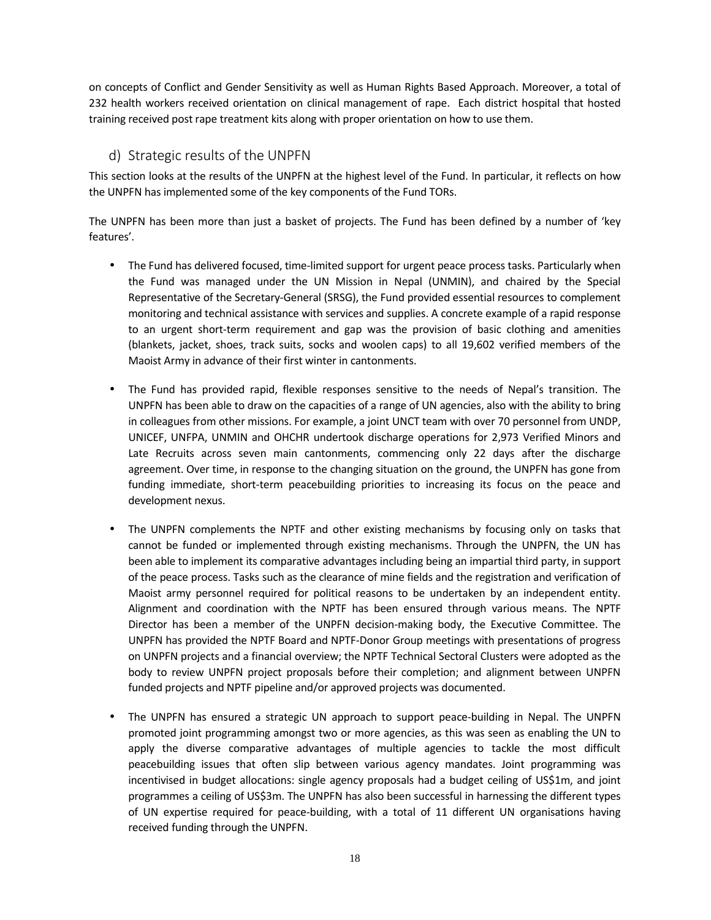on concepts of Conflict and Gender Sensitivity as well as Human Rights Based Approach. Moreover, a total of 232 health workers received orientation on clinical management of rape. Each district hospital that hosted training received post rape treatment kits along with proper orientation on how to use them.

### d) Strategic results of the UNPFN

This section looks at the results of the UNPFN at the highest level of the Fund. In particular, it reflects on how the UNPFN has implemented some of the key components of the Fund TORs.

The UNPFN has been more than just a basket of projects. The Fund has been defined by a number of 'key features'.

- The Fund has delivered focused, time-limited support for urgent peace process tasks. Particularly when the Fund was managed under the UN Mission in Nepal (UNMIN), and chaired by the Special Representative of the Secretary-General (SRSG), the Fund provided essential resources to complement monitoring and technical assistance with services and supplies. A concrete example of a rapid response to an urgent short-term requirement and gap was the provision of basic clothing and amenities (blankets, jacket, shoes, track suits, socks and woolen caps) to all 19,602 verified members of the Maoist Army in advance of their first winter in cantonments.

- The Fund has provided rapid, flexible responses sensitive to the needs of Nepal's transition. The UNPFN has been able to draw on the capacities of a range of UN agencies, also with the ability to bring in colleagues from other missions. For example, a joint UNCT team with over 70 personnel from UNDP, UNICEF, UNFPA, UNMIN and OHCHR undertook discharge operations for 2,973 Verified Minors and Late Recruits across seven main cantonments, commencing only 22 days after the discharge agreement. Over time, in response to the changing situation on the ground, the UNPFN has gone from funding immediate, short-term peacebuilding priorities to increasing its focus on the peace and development nexus.

- The UNPFN complements the NPTF and other existing mechanisms by focusing only on tasks that cannot be funded or implemented through existing mechanisms. Through the UNPFN, the UN has been able to implement its comparative advantages including being an impartial third party, in support of the peace process. Tasks such as the clearance of mine fields and the registration and verification of Maoist army personnel required for political reasons to be undertaken by an independent entity. Alignment and coordination with the NPTF has been ensured through various means. The NPTF Director has been a member of the UNPFN decision-making body, the Executive Committee. The UNPFN has provided the NPTF Board and NPTF-Donor Group meetings with presentations of progress on UNPFN projects and a financial overview; the NPTF Technical Sectoral Clusters were adopted as the body to review UNPFN project proposals before their completion; and alignment between UNPFN funded projects and NPTF pipeline and/or approved projects was documented.

- The UNPFN has ensured a strategic UN approach to support peace-building in Nepal. The UNPFN promoted joint programming amongst two or more agencies, as this was seen as enabling the UN to apply the diverse comparative advantages of multiple agencies to tackle the most difficult peacebuilding issues that often slip between various agency mandates. Joint programming was incentivised in budget allocations: single agency proposals had a budget ceiling of US$1m, and joint programmes a ceiling of US$3m. The UNPFN has also been successful in harnessing the different types of UN expertise required for peace-building, with a total of 11 different UN organisations having received funding through the UNPFN.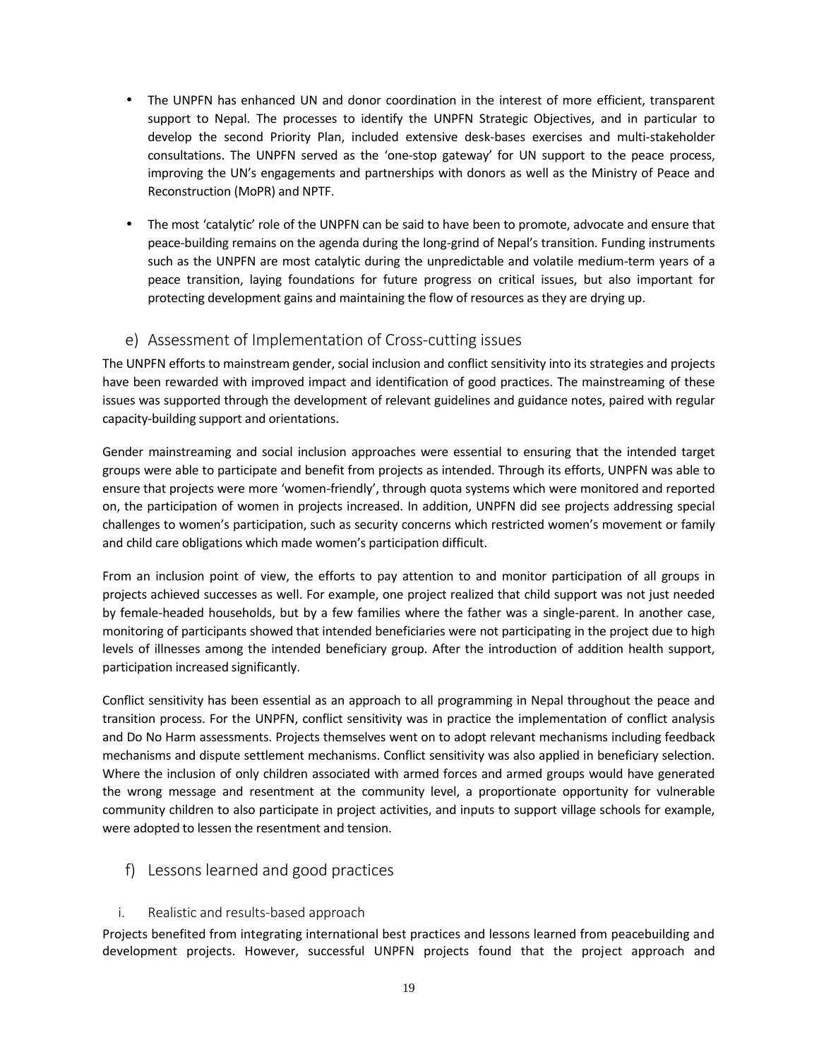- The UNPFN has enhanced UN and donor coordination in the interest of more efficient, transparent support to Nepal. The processes to identify the UNPFN Strategic Objectives, and in particular to develop the second Priority Plan, included extensive desk-bases exercises and multi-stakeholder consultations. The UNPFN served as the 'one-stop gateway' for UN support to the peace process, improving the UN's engagements and partnerships with donors as well as the Ministry of Peace and Reconstruction (MoPR) and NPTF.

- The most 'catalytic' role of the UNPFN can be said to have been to promote, advocate and ensure that peace-building remains on the agenda during the long-grind of Nepal's transition. Funding instruments such as the UNPFN are most catalytic during the unpredictable and volatile medium-term years of a peace transition, laying foundations for future progress on critical issues, but also important for protecting development gains and maintaining the flow of resources as they are drying up.

## e) Assessment of Implementation of Cross-cutting issues

The UNPFN efforts to mainstream gender, social inclusion and conflict sensitivity into its strategies and projects have been rewarded with improved impact and identification of good practices. The mainstreaming of these issues was supported through the development of relevant guidelines and guidance notes, paired with regular capacity-building support and orientations.

Gender mainstreaming and social inclusion approaches were essential to ensuring that the intended target groups were able to participate and benefit from projects as intended. Through its efforts, UNPFN was able to ensure that projects were more 'women-friendly', through quota systems which were monitored and reported on, the participation of women in projects increased. In addition, UNPFN did see projects addressing special challenges to women's participation, such as security concerns which restricted women's movement or family and child care obligations which made women's participation difficult.

From an inclusion point of view, the efforts to pay attention to and monitor participation of all groups in projects achieved successes as well. For example, one project realized that child support was not just needed by female-headed households, but by a few families where the father was a single-parent. In another case, monitoring of participants showed that intended beneficiaries were not participating in the project due to high levels of illnesses among the intended beneficiary group. After the introduction of addition health support, participation increased significantly.

Conflict sensitivity has been essential as an approach to all programming in Nepal throughout the peace and transition process. For the UNPFN, conflict sensitivity was in practice the implementation of conflict analysis and Do No Harm assessments. Projects themselves went on to adopt relevant mechanisms including feedback mechanisms and dispute settlement mechanisms. Conflict sensitivity was also applied in beneficiary selection. Where the inclusion of only children associated with armed forces and armed groups would have generated the wrong message and resentment at the community level, a proportionate opportunity for vulnerable community children to also participate in project activities, and inputs to support village schools for example, were adopted to lessen the resentment and tension.

## f) Lessons learned and good practices

### i. Realistic and results-based approach

Projects benefited from integrating international best practices and lessons learned from peacebuilding and development projects. However, successful UNPFN projects found that the project approach and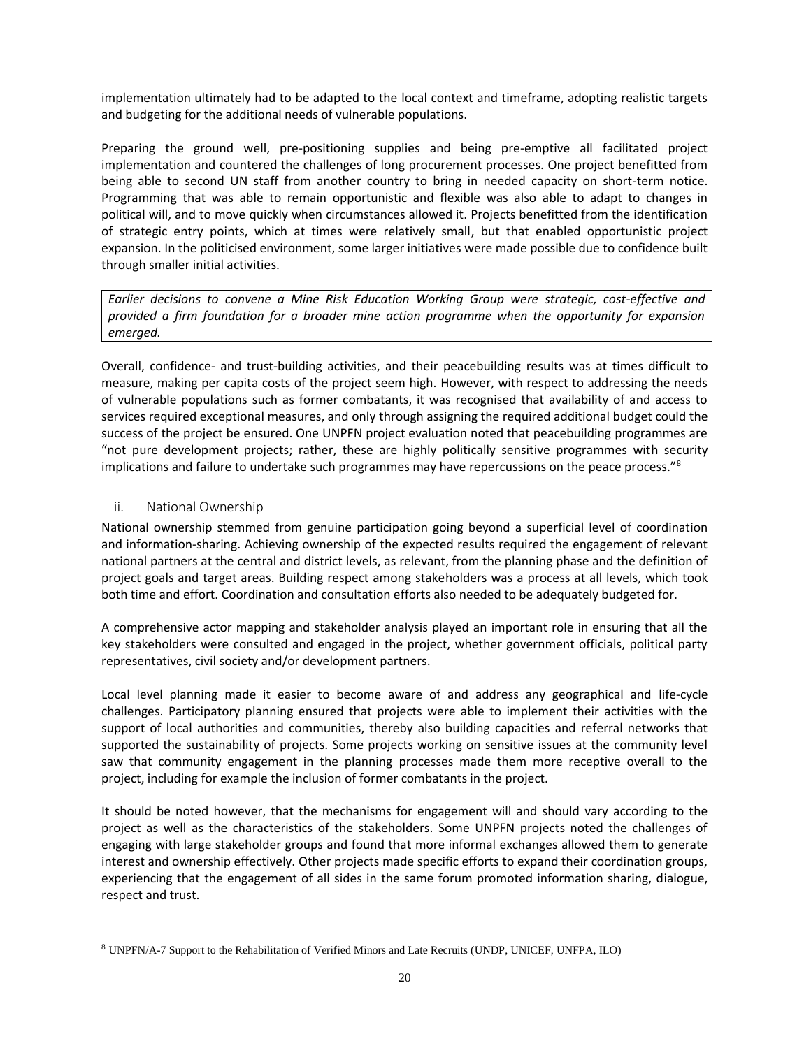implementation ultimately had to be adapted to the local context and timeframe, adopting realistic targets and budgeting for the additional needs of vulnerable populations.

Preparing the ground well, pre-positioning supplies and being pre-emptive all facilitated project implementation and countered the challenges of long procurement processes. One project benefitted from being able to second UN staff from another country to bring in needed capacity on short-term notice. Programming that was able to remain opportunistic and flexible was also able to adapt to changes in political will, and to move quickly when circumstances allowed it. Projects benefitted from the identification of strategic entry points, which at times were relatively small, but that enabled opportunistic project expansion. In the politicised environment, some larger initiatives were made possible due to confidence built through smaller initial activities.

*Earlier decisions to convene a Mine Risk Education Working Group were strategic, cost-effective and provided a firm foundation for a broader mine action programme when the opportunity for expansion emerged.*

Overall, confidence- and trust-building activities, and their peacebuilding results was at times difficult to measure, making per capita costs of the project seem high. However, with respect to addressing the needs of vulnerable populations such as former combatants, it was recognised that availability of and access to services required exceptional measures, and only through assigning the required additional budget could the success of the project be ensured. One UNPFN project evaluation noted that peacebuilding programmes are "not pure development projects; rather, these are highly politically sensitive programmes with security implications and failure to undertake such programmes may have repercussions on the peace process."[8]

### ii. National Ownership

National ownership stemmed from genuine participation going beyond a superficial level of coordination and information-sharing. Achieving ownership of the expected results required the engagement of relevant national partners at the central and district levels, as relevant, from the planning phase and the definition of project goals and target areas. Building respect among stakeholders was a process at all levels, which took both time and effort. Coordination and consultation efforts also needed to be adequately budgeted for.

A comprehensive actor mapping and stakeholder analysis played an important role in ensuring that all the key stakeholders were consulted and engaged in the project, whether government officials, political party representatives, civil society and/or development partners.

Local level planning made it easier to become aware of and address any geographical and life-cycle challenges. Participatory planning ensured that projects were able to implement their activities with the support of local authorities and communities, thereby also building capacities and referral networks that supported the sustainability of projects. Some projects working on sensitive issues at the community level saw that community engagement in the planning processes made them more receptive overall to the project, including for example the inclusion of former combatants in the project.

It should be noted however, that the mechanisms for engagement will and should vary according to the project as well as the characteristics of the stakeholders. Some UNPFN projects noted the challenges of engaging with large stakeholder groups and found that more informal exchanges allowed them to generate interest and ownership effectively. Other projects made specific efforts to expand their coordination groups, experiencing that the engagement of all sides in the same forum promoted information sharing, dialogue, respect and trust.

[8] UNPFN/A-7 Support to the Rehabilitation of Verified Minors and Late Recruits (UNDP, UNICEF, UNFPA, ILO)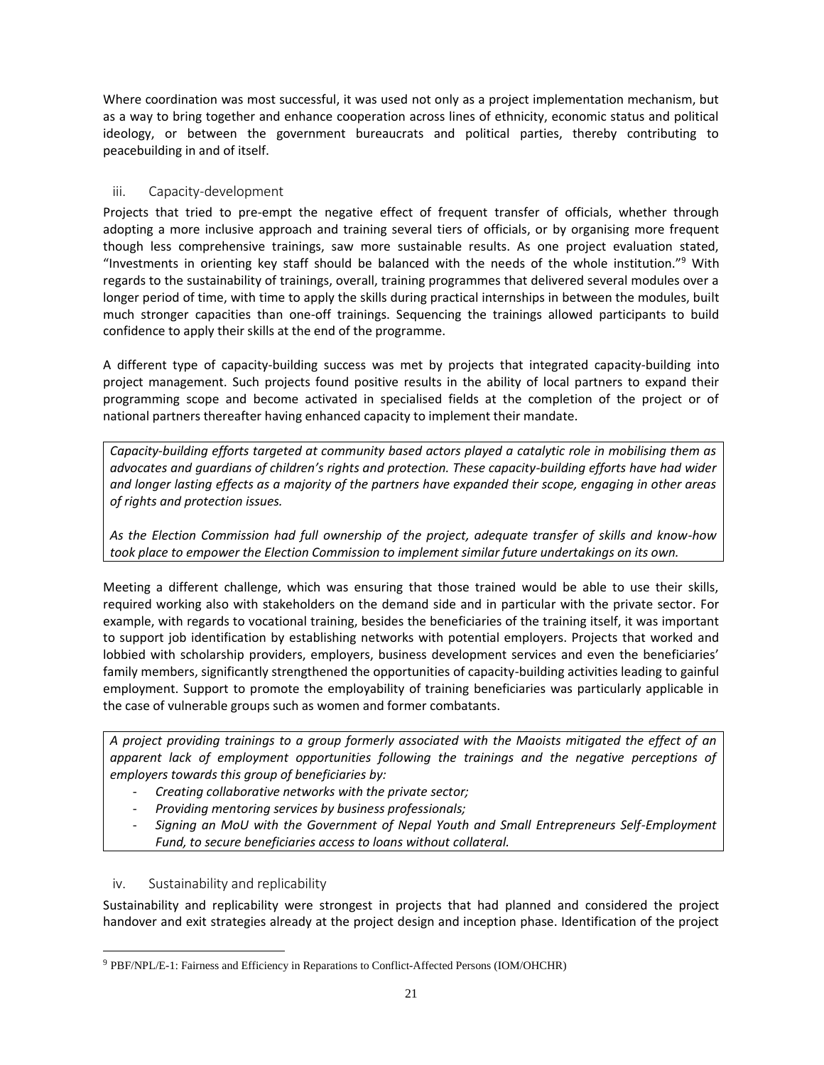Where coordination was most successful, it was used not only as a project implementation mechanism, but as a way to bring together and enhance cooperation across lines of ethnicity, economic status and political ideology, or between the government bureaucrats and political parties, thereby contributing to peacebuilding in and of itself.

### iii. Capacity-development

Projects that tried to pre-empt the negative effect of frequent transfer of officials, whether through adopting a more inclusive approach and training several tiers of officials, or by organising more frequent though less comprehensive trainings, saw more sustainable results. As one project evaluation stated, "Investments in orienting key staff should be balanced with the needs of the whole institution."[9] With regards to the sustainability of trainings, overall, training programmes that delivered several modules over a longer period of time, with time to apply the skills during practical internships in between the modules, built much stronger capacities than one-off trainings. Sequencing the trainings allowed participants to build confidence to apply their skills at the end of the programme.

A different type of capacity-building success was met by projects that integrated capacity-building into project management. Such projects found positive results in the ability of local partners to expand their programming scope and become activated in specialised fields at the completion of the project or of national partners thereafter having enhanced capacity to implement their mandate.

> *Capacity-building efforts targeted at community based actors played a catalytic role in mobilising them as advocates and guardians of children's rights and protection. These capacity-building efforts have had wider and longer lasting effects as a majority of the partners have expanded their scope, engaging in other areas of rights and protection issues.*
>
> *As the Election Commission had full ownership of the project, adequate transfer of skills and know-how took place to empower the Election Commission to implement similar future undertakings on its own.*

Meeting a different challenge, which was ensuring that those trained would be able to use their skills, required working also with stakeholders on the demand side and in particular with the private sector. For example, with regards to vocational training, besides the beneficiaries of the training itself, it was important to support job identification by establishing networks with potential employers. Projects that worked and lobbied with scholarship providers, employers, business development services and even the beneficiaries' family members, significantly strengthened the opportunities of capacity-building activities leading to gainful employment. Support to promote the employability of training beneficiaries was particularly applicable in the case of vulnerable groups such as women and former combatants.

> *A project providing trainings to a group formerly associated with the Maoists mitigated the effect of an apparent lack of employment opportunities following the trainings and the negative perceptions of employers towards this group of beneficiaries by:*
>
> - *Creating collaborative networks with the private sector;*
> - *Providing mentoring services by business professionals;*
> - *Signing an MoU with the Government of Nepal Youth and Small Entrepreneurs Self-Employment Fund, to secure beneficiaries access to loans without collateral.*

### iv. Sustainability and replicability

Sustainability and replicability were strongest in projects that had planned and considered the project handover and exit strategies already at the project design and inception phase. Identification of the project

[9] PBF/NPL/E-1: Fairness and Efficiency in Reparations to Conflict-Affected Persons (IOM/OHCHR)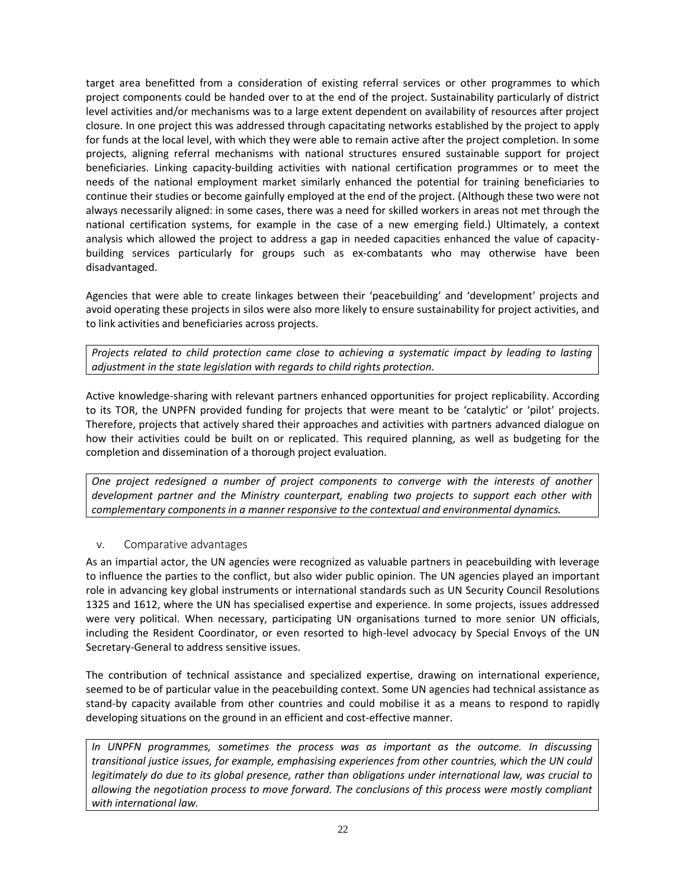target area benefitted from a consideration of existing referral services or other programmes to which project components could be handed over to at the end of the project. Sustainability particularly of district level activities and/or mechanisms was to a large extent dependent on availability of resources after project closure. In one project this was addressed through capacitating networks established by the project to apply for funds at the local level, with which they were able to remain active after the project completion. In some projects, aligning referral mechanisms with national structures ensured sustainable support for project beneficiaries. Linking capacity-building activities with national certification programmes or to meet the needs of the national employment market similarly enhanced the potential for training beneficiaries to continue their studies or become gainfully employed at the end of the project. (Although these two were not always necessarily aligned: in some cases, there was a need for skilled workers in areas not met through the national certification systems, for example in the case of a new emerging field.) Ultimately, a context analysis which allowed the project to address a gap in needed capacities enhanced the value of capacity-building services particularly for groups such as ex-combatants who may otherwise have been disadvantaged.

Agencies that were able to create linkages between their 'peacebuilding' and 'development' projects and avoid operating these projects in silos were also more likely to ensure sustainability for project activities, and to link activities and beneficiaries across projects.

*Projects related to child protection came close to achieving a systematic impact by leading to lasting adjustment in the state legislation with regards to child rights protection.*

Active knowledge-sharing with relevant partners enhanced opportunities for project replicability. According to its TOR, the UNPFN provided funding for projects that were meant to be 'catalytic' or 'pilot' projects. Therefore, projects that actively shared their approaches and activities with partners advanced dialogue on how their activities could be built on or replicated. This required planning, as well as budgeting for the completion and dissemination of a thorough project evaluation.

*One project redesigned a number of project components to converge with the interests of another development partner and the Ministry counterpart, enabling two projects to support each other with complementary components in a manner responsive to the contextual and environmental dynamics.*

### v. Comparative advantages

As an impartial actor, the UN agencies were recognized as valuable partners in peacebuilding with leverage to influence the parties to the conflict, but also wider public opinion. The UN agencies played an important role in advancing key global instruments or international standards such as UN Security Council Resolutions 1325 and 1612, where the UN has specialised expertise and experience. In some projects, issues addressed were very political. When necessary, participating UN organisations turned to more senior UN officials, including the Resident Coordinator, or even resorted to high-level advocacy by Special Envoys of the UN Secretary-General to address sensitive issues.

The contribution of technical assistance and specialized expertise, drawing on international experience, seemed to be of particular value in the peacebuilding context. Some UN agencies had technical assistance as stand-by capacity available from other countries and could mobilise it as a means to respond to rapidly developing situations on the ground in an efficient and cost-effective manner.

*In UNPFN programmes, sometimes the process was as important as the outcome. In discussing transitional justice issues, for example, emphasising experiences from other countries, which the UN could legitimately do due to its global presence, rather than obligations under international law, was crucial to allowing the negotiation process to move forward. The conclusions of this process were mostly compliant with international law.*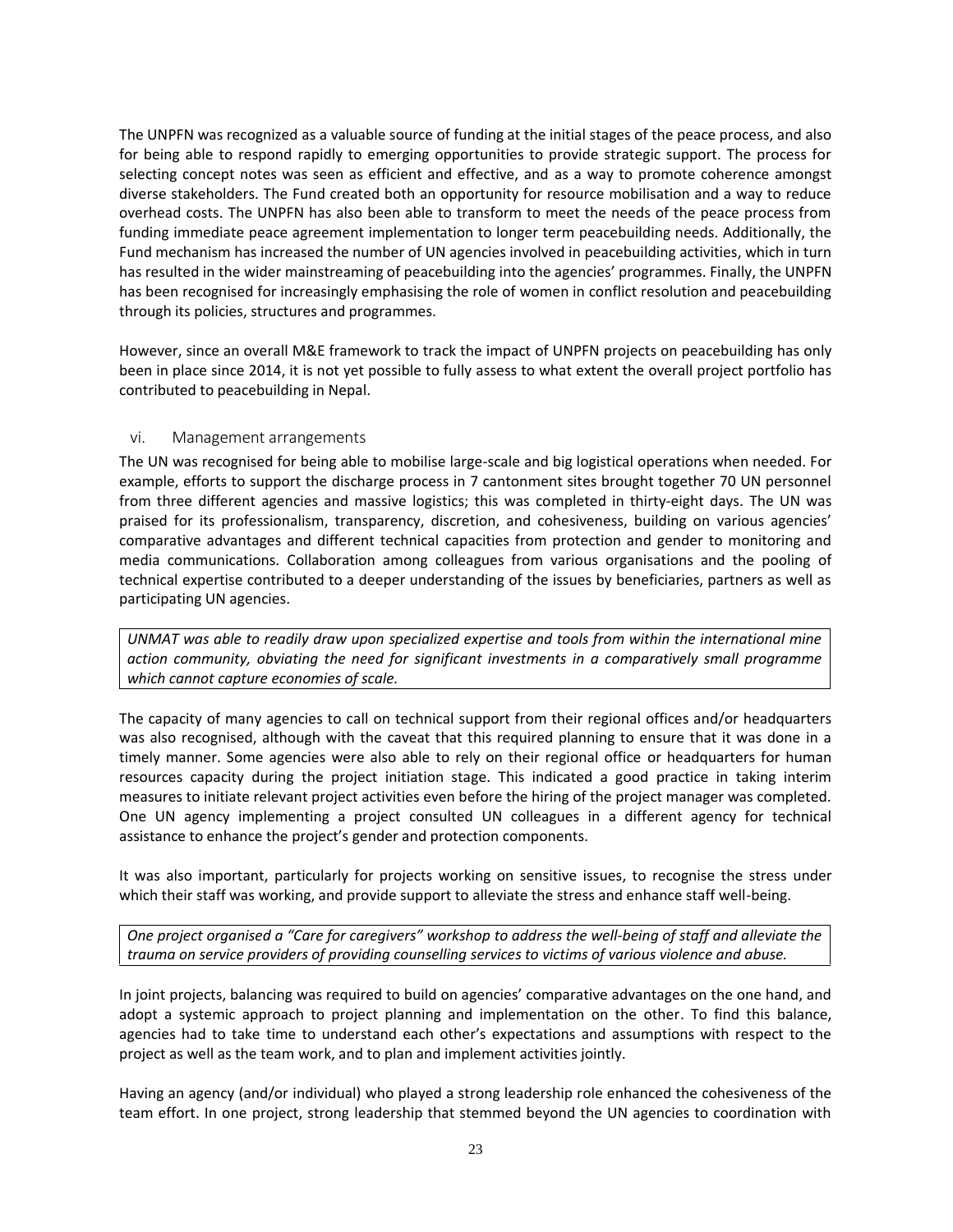The UNPFN was recognized as a valuable source of funding at the initial stages of the peace process, and also for being able to respond rapidly to emerging opportunities to provide strategic support. The process for selecting concept notes was seen as efficient and effective, and as a way to promote coherence amongst diverse stakeholders. The Fund created both an opportunity for resource mobilisation and a way to reduce overhead costs. The UNPFN has also been able to transform to meet the needs of the peace process from funding immediate peace agreement implementation to longer term peacebuilding needs. Additionally, the Fund mechanism has increased the number of UN agencies involved in peacebuilding activities, which in turn has resulted in the wider mainstreaming of peacebuilding into the agencies' programmes. Finally, the UNPFN has been recognised for increasingly emphasising the role of women in conflict resolution and peacebuilding through its policies, structures and programmes.

However, since an overall M&E framework to track the impact of UNPFN projects on peacebuilding has only been in place since 2014, it is not yet possible to fully assess to what extent the overall project portfolio has contributed to peacebuilding in Nepal.

### vi. Management arrangements

The UN was recognised for being able to mobilise large-scale and big logistical operations when needed. For example, efforts to support the discharge process in 7 cantonment sites brought together 70 UN personnel from three different agencies and massive logistics; this was completed in thirty-eight days. The UN was praised for its professionalism, transparency, discretion, and cohesiveness, building on various agencies' comparative advantages and different technical capacities from protection and gender to monitoring and media communications. Collaboration among colleagues from various organisations and the pooling of technical expertise contributed to a deeper understanding of the issues by beneficiaries, partners as well as participating UN agencies.

*UNMAT was able to readily draw upon specialized expertise and tools from within the international mine action community, obviating the need for significant investments in a comparatively small programme which cannot capture economies of scale.*

The capacity of many agencies to call on technical support from their regional offices and/or headquarters was also recognised, although with the caveat that this required planning to ensure that it was done in a timely manner. Some agencies were also able to rely on their regional office or headquarters for human resources capacity during the project initiation stage. This indicated a good practice in taking interim measures to initiate relevant project activities even before the hiring of the project manager was completed. One UN agency implementing a project consulted UN colleagues in a different agency for technical assistance to enhance the project's gender and protection components.

It was also important, particularly for projects working on sensitive issues, to recognise the stress under which their staff was working, and provide support to alleviate the stress and enhance staff well-being.

*One project organised a "Care for caregivers" workshop to address the well-being of staff and alleviate the trauma on service providers of providing counselling services to victims of various violence and abuse.*

In joint projects, balancing was required to build on agencies' comparative advantages on the one hand, and adopt a systemic approach to project planning and implementation on the other. To find this balance, agencies had to take time to understand each other's expectations and assumptions with respect to the project as well as the team work, and to plan and implement activities jointly.

Having an agency (and/or individual) who played a strong leadership role enhanced the cohesiveness of the team effort. In one project, strong leadership that stemmed beyond the UN agencies to coordination with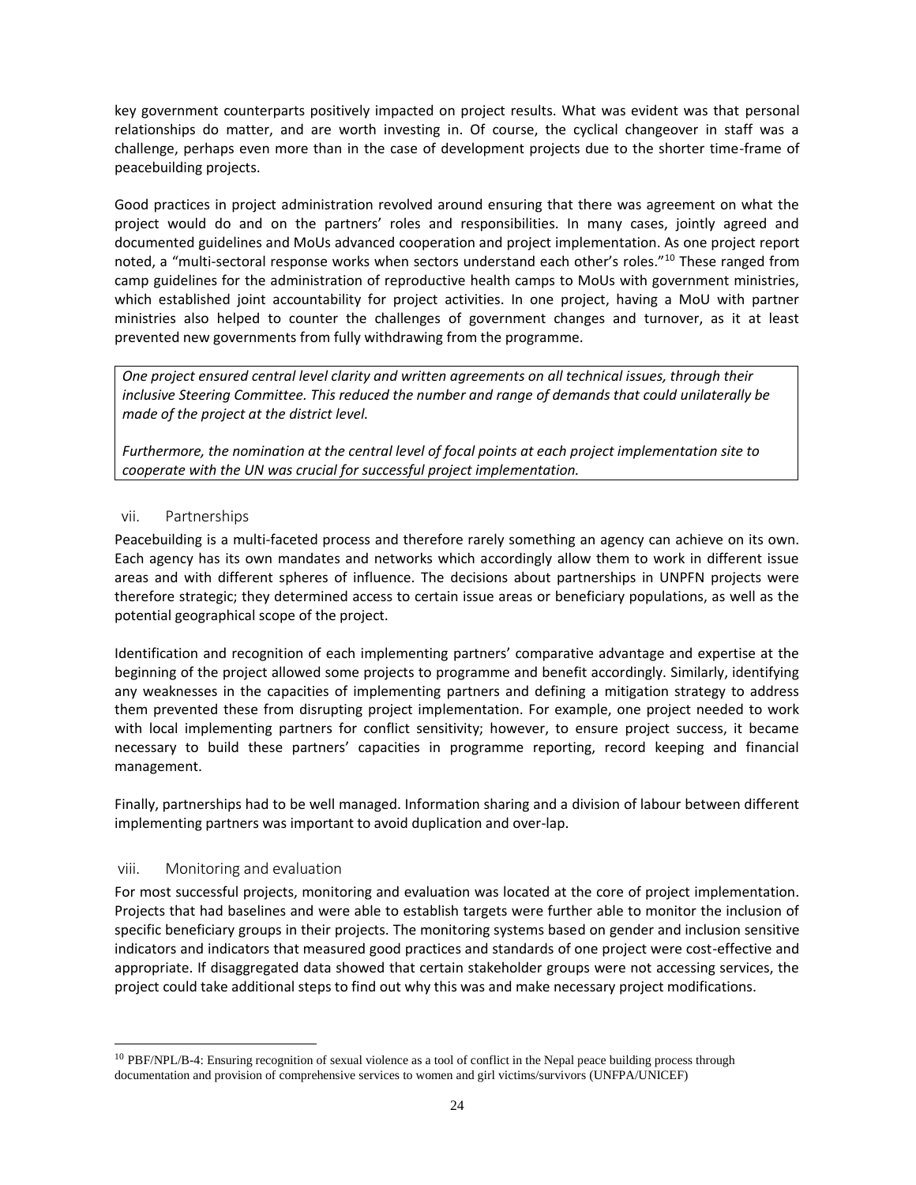key government counterparts positively impacted on project results. What was evident was that personal relationships do matter, and are worth investing in. Of course, the cyclical changeover in staff was a challenge, perhaps even more than in the case of development projects due to the shorter time-frame of peacebuilding projects.

Good practices in project administration revolved around ensuring that there was agreement on what the project would do and on the partners' roles and responsibilities. In many cases, jointly agreed and documented guidelines and MoUs advanced cooperation and project implementation. As one project report noted, a "multi-sectoral response works when sectors understand each other's roles."[10] These ranged from camp guidelines for the administration of reproductive health camps to MoUs with government ministries, which established joint accountability for project activities. In one project, having a MoU with partner ministries also helped to counter the challenges of government changes and turnover, as it at least prevented new governments from fully withdrawing from the programme.

*One project ensured central level clarity and written agreements on all technical issues, through their inclusive Steering Committee. This reduced the number and range of demands that could unilaterally be made of the project at the district level.*

*Furthermore, the nomination at the central level of focal points at each project implementation site to cooperate with the UN was crucial for successful project implementation.*

### vii. Partnerships

Peacebuilding is a multi-faceted process and therefore rarely something an agency can achieve on its own. Each agency has its own mandates and networks which accordingly allow them to work in different issue areas and with different spheres of influence. The decisions about partnerships in UNPFN projects were therefore strategic; they determined access to certain issue areas or beneficiary populations, as well as the potential geographical scope of the project.

Identification and recognition of each implementing partners' comparative advantage and expertise at the beginning of the project allowed some projects to programme and benefit accordingly. Similarly, identifying any weaknesses in the capacities of implementing partners and defining a mitigation strategy to address them prevented these from disrupting project implementation. For example, one project needed to work with local implementing partners for conflict sensitivity; however, to ensure project success, it became necessary to build these partners' capacities in programme reporting, record keeping and financial management.

Finally, partnerships had to be well managed. Information sharing and a division of labour between different implementing partners was important to avoid duplication and over-lap.

### viii. Monitoring and evaluation

For most successful projects, monitoring and evaluation was located at the core of project implementation. Projects that had baselines and were able to establish targets were further able to monitor the inclusion of specific beneficiary groups in their projects. The monitoring systems based on gender and inclusion sensitive indicators and indicators that measured good practices and standards of one project were cost-effective and appropriate. If disaggregated data showed that certain stakeholder groups were not accessing services, the project could take additional steps to find out why this was and make necessary project modifications.

---

[10] PBF/NPL/B-4: Ensuring recognition of sexual violence as a tool of conflict in the Nepal peace building process through documentation and provision of comprehensive services to women and girl victims/survivors (UNFPA/UNICEF)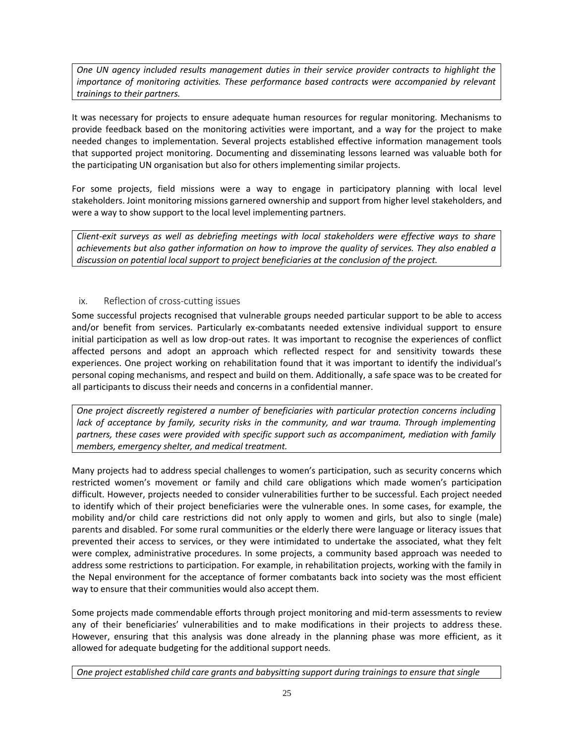*One UN agency included results management duties in their service provider contracts to highlight the importance of monitoring activities. These performance based contracts were accompanied by relevant trainings to their partners.*

It was necessary for projects to ensure adequate human resources for regular monitoring. Mechanisms to provide feedback based on the monitoring activities were important, and a way for the project to make needed changes to implementation. Several projects established effective information management tools that supported project monitoring. Documenting and disseminating lessons learned was valuable both for the participating UN organisation but also for others implementing similar projects.

For some projects, field missions were a way to engage in participatory planning with local level stakeholders. Joint monitoring missions garnered ownership and support from higher level stakeholders, and were a way to show support to the local level implementing partners.

*Client-exit surveys as well as debriefing meetings with local stakeholders were effective ways to share achievements but also gather information on how to improve the quality of services. They also enabled a discussion on potential local support to project beneficiaries at the conclusion of the project.*

### ix. Reflection of cross-cutting issues

Some successful projects recognised that vulnerable groups needed particular support to be able to access and/or benefit from services. Particularly ex-combatants needed extensive individual support to ensure initial participation as well as low drop-out rates. It was important to recognise the experiences of conflict affected persons and adopt an approach which reflected respect for and sensitivity towards these experiences. One project working on rehabilitation found that it was important to identify the individual's personal coping mechanisms, and respect and build on them. Additionally, a safe space was to be created for all participants to discuss their needs and concerns in a confidential manner.

*One project discreetly registered a number of beneficiaries with particular protection concerns including lack of acceptance by family, security risks in the community, and war trauma. Through implementing partners, these cases were provided with specific support such as accompaniment, mediation with family members, emergency shelter, and medical treatment.*

Many projects had to address special challenges to women's participation, such as security concerns which restricted women's movement or family and child care obligations which made women's participation difficult. However, projects needed to consider vulnerabilities further to be successful. Each project needed to identify which of their project beneficiaries were the vulnerable ones. In some cases, for example, the mobility and/or child care restrictions did not only apply to women and girls, but also to single (male) parents and disabled. For some rural communities or the elderly there were language or literacy issues that prevented their access to services, or they were intimidated to undertake the associated, what they felt were complex, administrative procedures. In some projects, a community based approach was needed to address some restrictions to participation. For example, in rehabilitation projects, working with the family in the Nepal environment for the acceptance of former combatants back into society was the most efficient way to ensure that their communities would also accept them.

Some projects made commendable efforts through project monitoring and mid-term assessments to review any of their beneficiaries' vulnerabilities and to make modifications in their projects to address these. However, ensuring that this analysis was done already in the planning phase was more efficient, as it allowed for adequate budgeting for the additional support needs.

*One project established child care grants and babysitting support during trainings to ensure that single*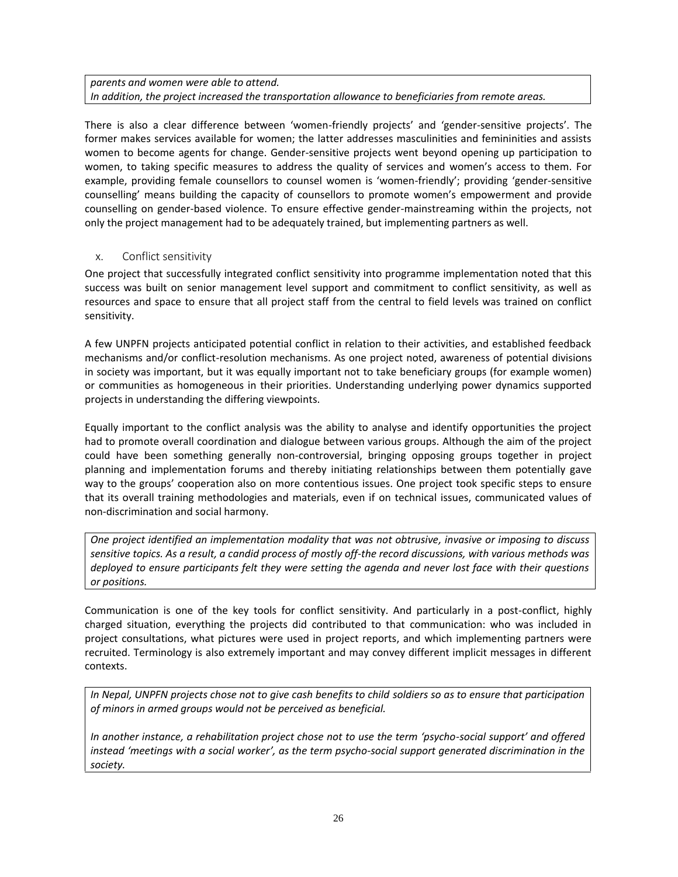*parents and women were able to attend.*
*In addition, the project increased the transportation allowance to beneficiaries from remote areas.*

There is also a clear difference between 'women-friendly projects' and 'gender-sensitive projects'. The former makes services available for women; the latter addresses masculinities and femininities and assists women to become agents for change. Gender-sensitive projects went beyond opening up participation to women, to taking specific measures to address the quality of services and women's access to them. For example, providing female counsellors to counsel women is 'women-friendly'; providing 'gender-sensitive counselling' means building the capacity of counsellors to promote women's empowerment and provide counselling on gender-based violence. To ensure effective gender-mainstreaming within the projects, not only the project management had to be adequately trained, but implementing partners as well.

### x. Conflict sensitivity

One project that successfully integrated conflict sensitivity into programme implementation noted that this success was built on senior management level support and commitment to conflict sensitivity, as well as resources and space to ensure that all project staff from the central to field levels was trained on conflict sensitivity.

A few UNPFN projects anticipated potential conflict in relation to their activities, and established feedback mechanisms and/or conflict-resolution mechanisms. As one project noted, awareness of potential divisions in society was important, but it was equally important not to take beneficiary groups (for example women) or communities as homogeneous in their priorities. Understanding underlying power dynamics supported projects in understanding the differing viewpoints.

Equally important to the conflict analysis was the ability to analyse and identify opportunities the project had to promote overall coordination and dialogue between various groups. Although the aim of the project could have been something generally non-controversial, bringing opposing groups together in project planning and implementation forums and thereby initiating relationships between them potentially gave way to the groups' cooperation also on more contentious issues. One project took specific steps to ensure that its overall training methodologies and materials, even if on technical issues, communicated values of non-discrimination and social harmony.

*One project identified an implementation modality that was not obtrusive, invasive or imposing to discuss sensitive topics. As a result, a candid process of mostly off-the record discussions, with various methods was deployed to ensure participants felt they were setting the agenda and never lost face with their questions or positions.*

Communication is one of the key tools for conflict sensitivity. And particularly in a post-conflict, highly charged situation, everything the projects did contributed to that communication: who was included in project consultations, what pictures were used in project reports, and which implementing partners were recruited. Terminology is also extremely important and may convey different implicit messages in different contexts.

*In Nepal, UNPFN projects chose not to give cash benefits to child soldiers so as to ensure that participation of minors in armed groups would not be perceived as beneficial.*

*In another instance, a rehabilitation project chose not to use the term 'psycho-social support' and offered instead 'meetings with a social worker', as the term psycho-social support generated discrimination in the society.*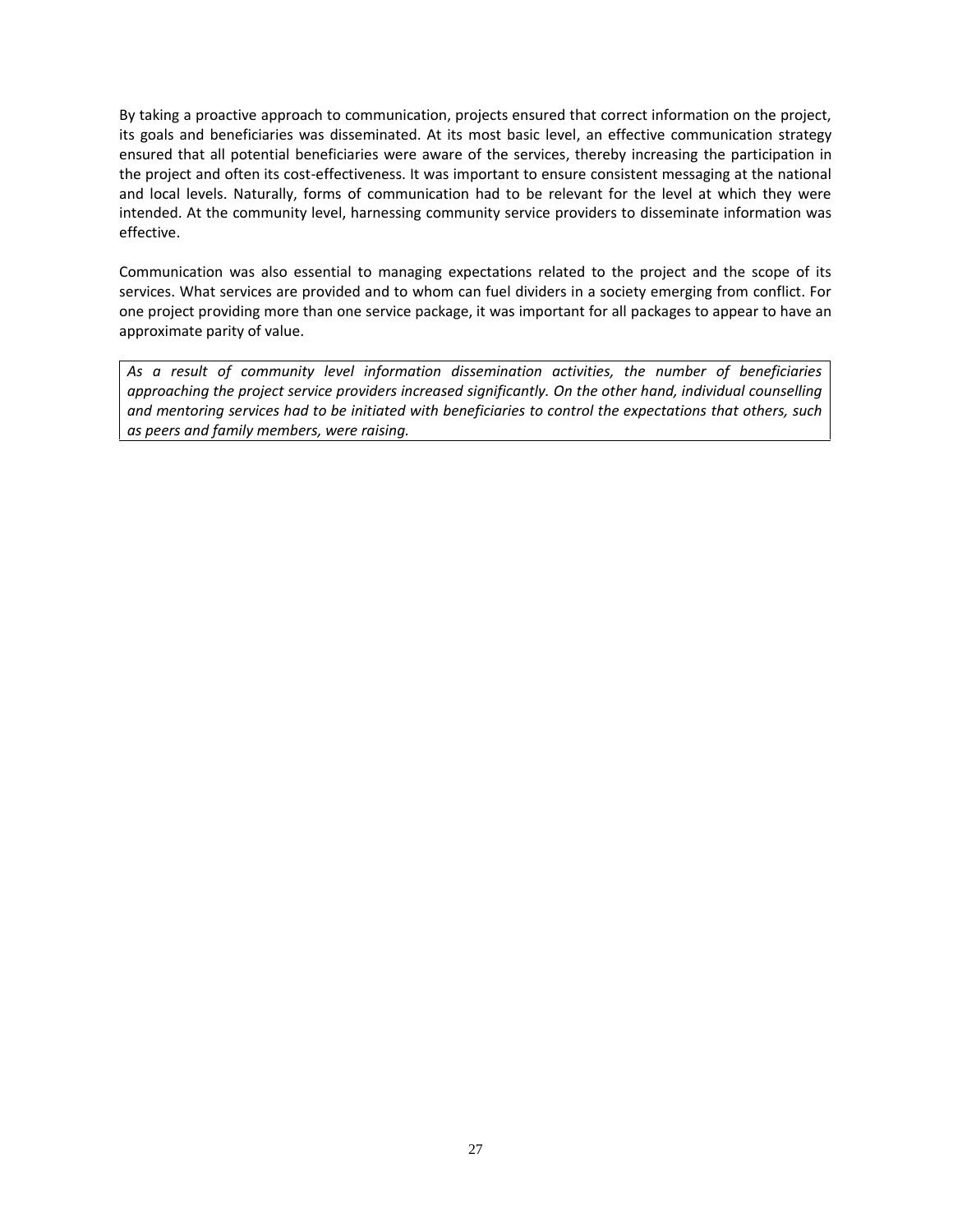By taking a proactive approach to communication, projects ensured that correct information on the project, its goals and beneficiaries was disseminated. At its most basic level, an effective communication strategy ensured that all potential beneficiaries were aware of the services, thereby increasing the participation in the project and often its cost-effectiveness. It was important to ensure consistent messaging at the national and local levels. Naturally, forms of communication had to be relevant for the level at which they were intended. At the community level, harnessing community service providers to disseminate information was effective.

Communication was also essential to managing expectations related to the project and the scope of its services. What services are provided and to whom can fuel dividers in a society emerging from conflict. For one project providing more than one service package, it was important for all packages to appear to have an approximate parity of value.

*As a result of community level information dissemination activities, the number of beneficiaries approaching the project service providers increased significantly. On the other hand, individual counselling and mentoring services had to be initiated with beneficiaries to control the expectations that others, such as peers and family members, were raising.*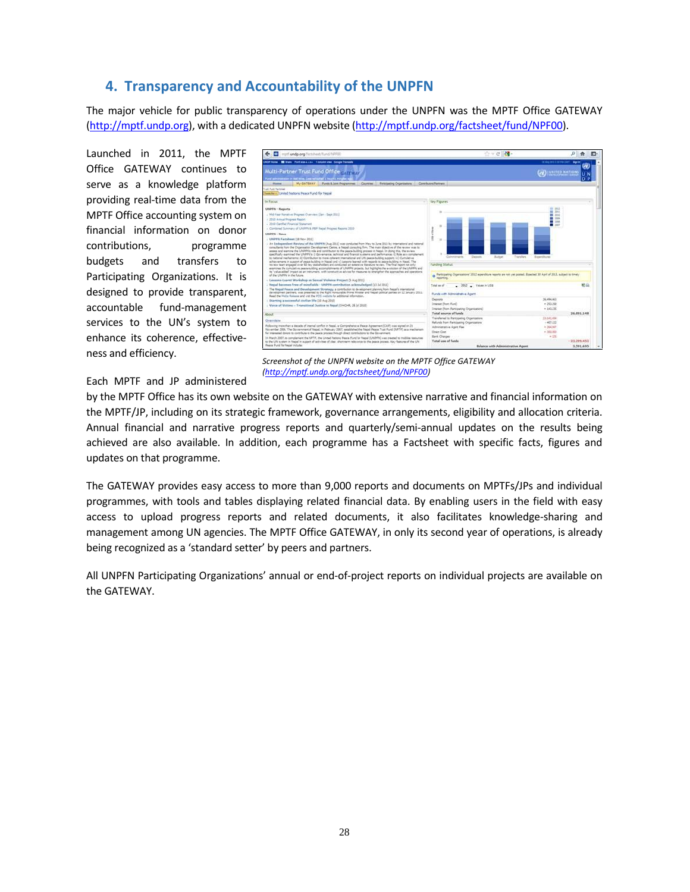## 4. Transparency and Accountability of the UNPFN

The major vehicle for public transparency of operations under the UNPFN was the MPTF Office GATEWAY (http://mptf.undp.org), with a dedicated UNPFN website (http://mptf.undp.org/factsheet/fund/NPF00).

Launched in 2011, the MPTF Office GATEWAY continues to serve as a knowledge platform providing real-time data from the MPTF Office accounting system on financial information on donor contributions, programme budgets and transfers to Participating Organizations. It is designed to provide transparent, accountable fund-management services to the UN's system to enhance its coherence, effectiveness and efficiency.

*Screenshot of the UNPFN website on the MPTF Office GATEWAY (http://mptf.undp.org/factsheet/fund/NPF00)*

Each MPTF and JP administered by the MPTF Office has its own website on the GATEWAY with extensive narrative and financial information on the MPTF/JP, including on its strategic framework, governance arrangements, eligibility and allocation criteria. Annual financial and narrative progress reports and quarterly/semi-annual updates on the results being achieved are also available. In addition, each programme has a Factsheet with specific facts, figures and updates on that programme.

The GATEWAY provides easy access to more than 9,000 reports and documents on MPTFs/JPs and individual programmes, with tools and tables displaying related financial data. By enabling users in the field with easy access to upload progress reports and related documents, it also facilitates knowledge-sharing and management among UN agencies. The MPTF Office GATEWAY, in only its second year of operations, is already being recognized as a 'standard setter' by peers and partners.

All UNPFN Participating Organizations' annual or end-of-project reports on individual projects are available on the GATEWAY.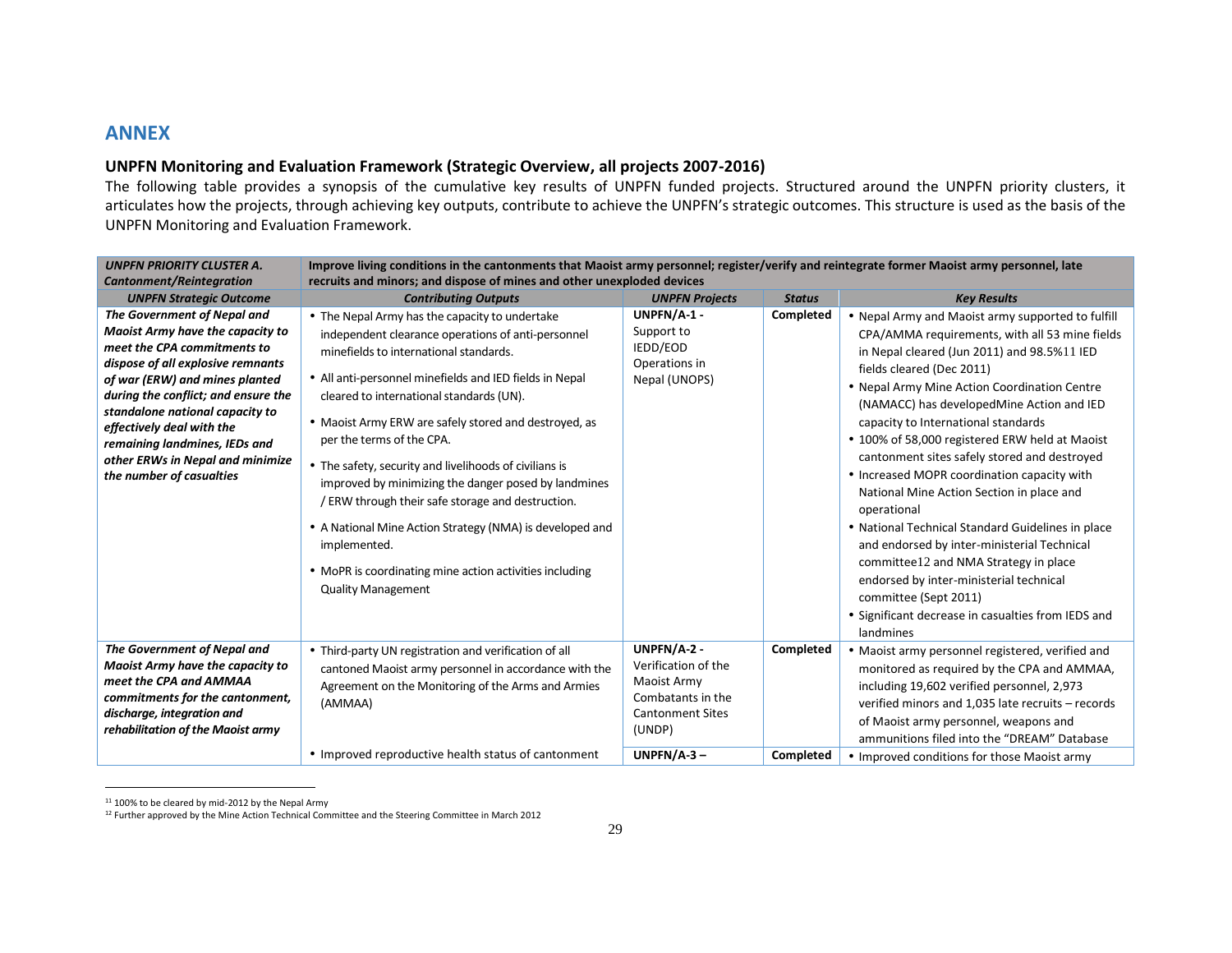## ANNEX

### UNPFN Monitoring and Evaluation Framework (Strategic Overview, all projects 2007-2016)

The following table provides a synopsis of the cumulative key results of UNPFN funded projects. Structured around the UNPFN priority clusters, it articulates how the projects, through achieving key outputs, contribute to achieve the UNPFN's strategic outcomes. This structure is used as the basis of the UNPFN Monitoring and Evaluation Framework.

| ***UNPFN PRIORITY CLUSTER A. Cantonment/Reintegration*** | **Improve living conditions in the cantonments that Maoist army personnel; register/verify and reintegrate former Maoist army personnel, late recruits and minors; and dispose of mines and other unexploded devices** | | | |
|---|---|---|---|---|
| ***UNPFN Strategic Outcome*** | ***Contributing Outputs*** | ***UNPFN Projects*** | ***Status*** | ***Key Results*** |
| ***The Government of Nepal and Maoist Army have the capacity to meet the CPA commitments to dispose of all explosive remnants of war (ERW) and mines planted during the conflict; and ensure the standalone national capacity to effectively deal with the remaining landmines, IEDs and other ERWs in Nepal and minimize the number of casualties*** | • The Nepal Army has the capacity to undertake independent clearance operations of anti-personnel minefields to international standards.<br>• All anti-personnel minefields and IED fields in Nepal cleared to international standards (UN).<br>• Maoist Army ERW are safely stored and destroyed, as per the terms of the CPA.<br>• The safety, security and livelihoods of civilians is improved by minimizing the danger posed by landmines / ERW through their safe storage and destruction.<br>• A National Mine Action Strategy (NMA) is developed and implemented.<br>• MoPR is coordinating mine action activities including Quality Management | **UNPFN/A-1 -** Support to IEDD/EOD Operations in Nepal (UNOPS) | **Completed** | • Nepal Army and Maoist army supported to fulfill CPA/AMMA requirements, with all 53 mine fields in Nepal cleared (Jun 2011) and 98.5%[11] IED fields cleared (Dec 2011)<br>• Nepal Army Mine Action Coordination Centre (NAMACC) has developedMine Action and IED capacity to International standards<br>• 100% of 58,000 registered ERW held at Maoist cantonment sites safely stored and destroyed<br>• Increased MOPR coordination capacity with National Mine Action Section in place and operational<br>• National Technical Standard Guidelines in place and endorsed by inter-ministerial Technical committee[12] and NMA Strategy in place endorsed by inter-ministerial technical committee (Sept 2011)<br>• Significant decrease in casualties from IEDS and landmines |
| ***The Government of Nepal and Maoist Army have the capacity to meet the CPA and AMMAA commitments for the cantonment, discharge, integration and rehabilitation of the Maoist army*** | • Third-party UN registration and verification of all cantoned Maoist army personnel in accordance with the Agreement on the Monitoring of the Arms and Armies (AMMAA) | **UNPFN/A-2 -** Verification of the Maoist Army Combatants in the Cantonment Sites (UNDP) | **Completed** | • Maoist army personnel registered, verified and monitored as required by the CPA and AMMAA, including 19,602 verified personnel, 2,973 verified minors and 1,035 late recruits – records of Maoist army personnel, weapons and ammunitions filed into the "DREAM" Database |
| | • Improved reproductive health status of cantonment | **UNPFN/A-3 –** | **Completed** | • Improved conditions for those Maoist army |

[11] 100% to be cleared by mid-2012 by the Nepal Army

[12] Further approved by the Mine Action Technical Committee and the Steering Committee in March 2012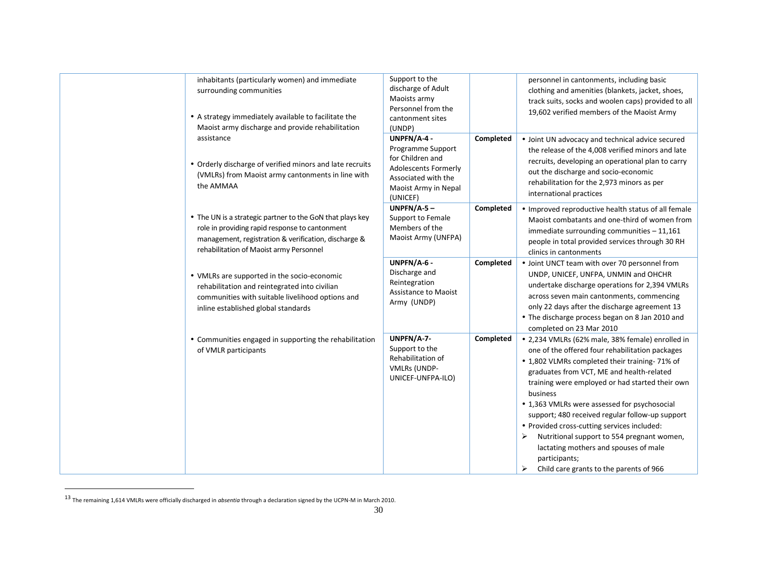| | | | | |
|---|---|---|---|---|
| | inhabitants (particularly women) and immediate surrounding communities<br><br>• A strategy immediately available to facilitate the Maoist army discharge and provide rehabilitation assistance<br><br>• Orderly discharge of verified minors and late recruits (VMLRs) from Maoist army cantonments in line with the AMMAA<br><br>• The UN is a strategic partner to the GoN that plays key role in providing rapid response to cantonment management, registration & verification, discharge & rehabilitation of Maoist army Personnel<br><br>• VMLRs are supported in the socio-economic rehabilitation and reintegrated into civilian communities with suitable livelihood options and inline established global standards<br><br>• Communities engaged in supporting the rehabilitation of VMLR participants | Support to the discharge of Adult Maoists army Personnel from the cantonment sites (UNDP) | | personnel in cantonments, including basic clothing and amenities (blankets, jacket, shoes, track suits, socks and woolen caps) provided to all 19,602 verified members of the Maoist Army |
| | | **UNPFN/A-4 -** Programme Support for Children and Adolescents Formerly Associated with the Maoist Army in Nepal (UNICEF) | **Completed** | • Joint UN advocacy and technical advice secured the release of the 4,008 verified minors and late recruits, developing an operational plan to carry out the discharge and socio-economic rehabilitation for the 2,973 minors as per international practices |
| | | **UNPFN/A-5 –** Support to Female Members of the Maoist Army (UNFPA) | **Completed** | • Improved reproductive health status of all female Maoist combatants and one-third of women from immediate surrounding communities – 11,161 people in total provided services through 30 RH clinics in cantonments |
| | | **UNPFN/A-6 -** Discharge and Reintegration Assistance to Maoist Army (UNDP) | **Completed** | • Joint UNCT team with over 70 personnel from UNDP, UNICEF, UNFPA, UNMIN and OHCHR undertake discharge operations for 2,394 VMLRs across seven main cantonments, commencing only 22 days after the discharge agreement 13<br>• The discharge process began on 8 Jan 2010 and completed on 23 Mar 2010 |
| | | **UNPFN/A-7-** Support to the Rehabilitation of VMLRs (UNDP-UNICEF-UNFPA-ILO) | **Completed** | • 2,234 VMLRs (62% male, 38% female) enrolled in one of the offered four rehabilitation packages<br>• 1,802 VLMRs completed their training- 71% of graduates from VCT, ME and health-related training were employed or had started their own business<br>• 1,363 VMLRs were assessed for psychosocial support; 480 received regular follow-up support<br>• Provided cross-cutting services included:<br>➢ Nutritional support to 554 pregnant women, lactating mothers and spouses of male participants;<br>➢ Child care grants to the parents of 966 |

[13] The remaining 1,614 VMLRs were officially discharged in *absentia* through a declaration signed by the UCPN-M in March 2010.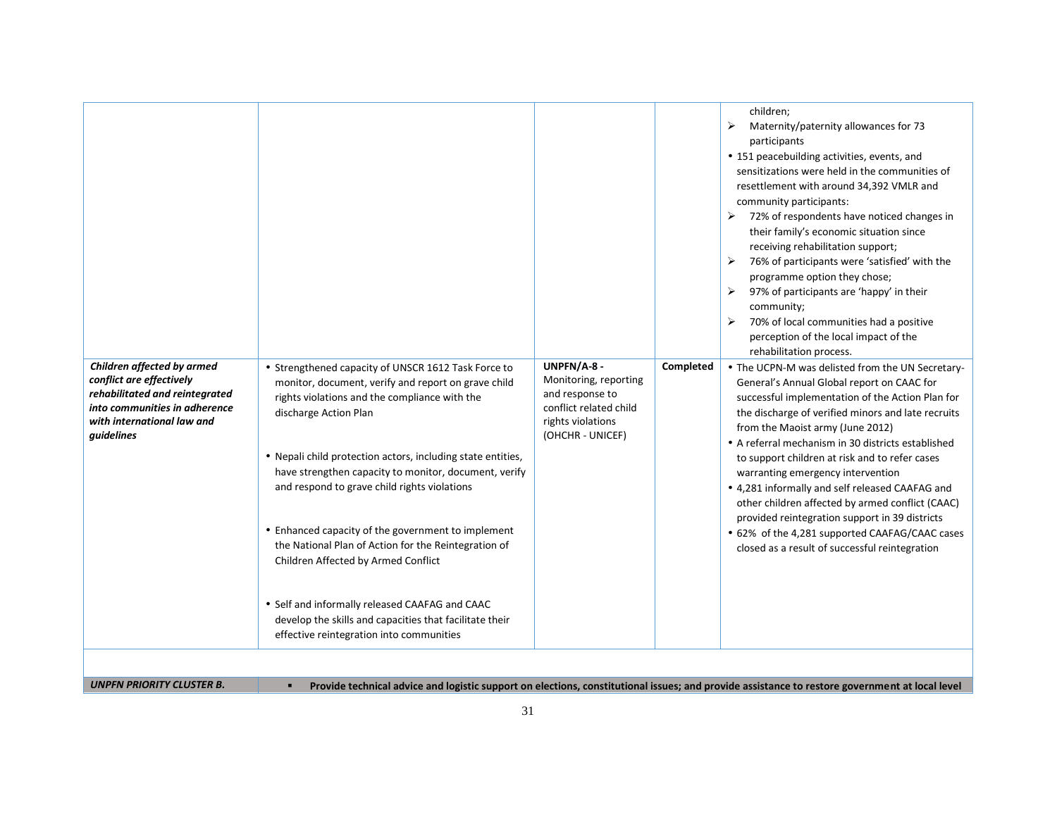| | | | | |
|---|---|---|---|---|
| | | | | children;<br>➢ Maternity/paternity allowances for 73 participants<br>• 151 peacebuilding activities, events, and sensitizations were held in the communities of resettlement with around 34,392 VMLR and community participants:<br>➢ 72% of respondents have noticed changes in their family's economic situation since receiving rehabilitation support;<br>➢ 76% of participants were 'satisfied' with the programme option they chose;<br>➢ 97% of participants are 'happy' in their community;<br>➢ 70% of local communities had a positive perception of the local impact of the rehabilitation process. |
| ***Children affected by armed conflict are effectively rehabilitated and reintegrated into communities in adherence with international law and guidelines*** | • Strengthened capacity of UNSCR 1612 Task Force to monitor, document, verify and report on grave child rights violations and the compliance with the discharge Action Plan<br><br>• Nepali child protection actors, including state entities, have strengthen capacity to monitor, document, verify and respond to grave child rights violations<br><br>• Enhanced capacity of the government to implement the National Plan of Action for the Reintegration of Children Affected by Armed Conflict<br><br>• Self and informally released CAAFAG and CAAC develop the skills and capacities that facilitate their effective reintegration into communities | **UNPFN/A-8 -** Monitoring, reporting and response to conflict related child rights violations (OHCHR - UNICEF) | **Completed** | • The UCPN-M was delisted from the UN Secretary-General's Annual Global report on CAAC for successful implementation of the Action Plan for the discharge of verified minors and late recruits from the Maoist army (June 2012)<br>• A referral mechanism in 30 districts established to support children at risk and to refer cases warranting emergency intervention<br>• 4,281 informally and self released CAAFAG and other children affected by armed conflict (CAAC) provided reintegration support in 39 districts<br>• 62% of the 4,281 supported CAAFAG/CAAC cases closed as a result of successful reintegration |
| | | | | |
| ***UNPFN PRIORITY CLUSTER B.*** | ▪ **Provide technical advice and logistic support on elections, constitutional issues; and provide assistance to restore government at local level** | | | |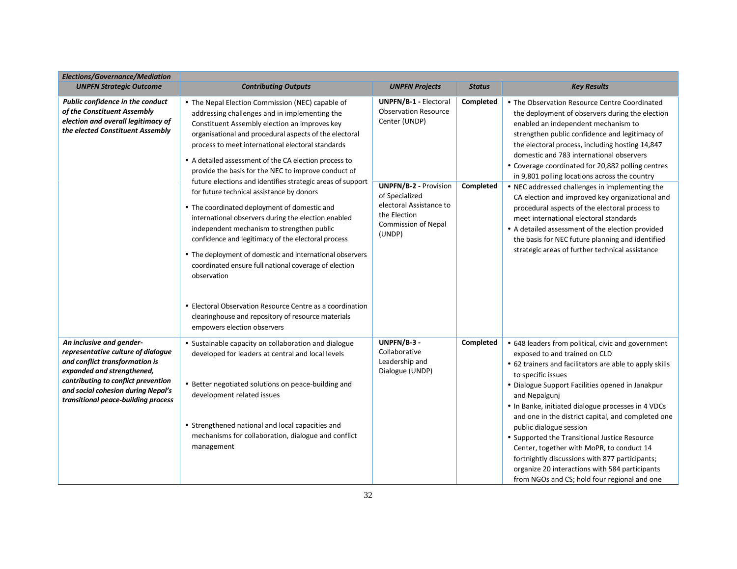| Elections/Governance/Mediation | | | | |
|---|---|---|---|---|
| ***UNPFN Strategic Outcome*** | ***Contributing Outputs*** | ***UNPFN Projects*** | ***Status*** | ***Key Results*** |
| ***Public confidence in the conduct of the Constituent Assembly election and overall legitimacy of the elected Constituent Assembly*** | • The Nepal Election Commission (NEC) capable of addressing challenges and in implementing the Constituent Assembly election an improves key organisational and procedural aspects of the electoral process to meet international electoral standards<br>• A detailed assessment of the CA election process to provide the basis for the NEC to improve conduct of future elections and identifies strategic areas of support for future technical assistance by donors<br>• The coordinated deployment of domestic and international observers during the election enabled independent mechanism to strengthen public confidence and legitimacy of the electoral process<br>• The deployment of domestic and international observers coordinated ensure full national coverage of election observation<br>• Electoral Observation Resource Centre as a coordination clearinghouse and repository of resource materials empowers election observers | **UNPFN/B-1 -** Electoral Observation Resource Center (UNDP) | **Completed** | • The Observation Resource Centre Coordinated the deployment of observers during the election enabled an independent mechanism to strengthen public confidence and legitimacy of the electoral process, including hosting 14,847 domestic and 783 international observers<br>• Coverage coordinated for 20,882 polling centres in 9,801 polling locations across the country |
| | | **UNPFN/B-2 -** Provision of Specialized electoral Assistance to the Election Commission of Nepal (UNDP) | **Completed** | • NEC addressed challenges in implementing the CA election and improved key organizational and procedural aspects of the electoral process to meet international electoral standards<br>• A detailed assessment of the election provided the basis for NEC future planning and identified strategic areas of further technical assistance |
| ***An inclusive and gender-representative culture of dialogue and conflict transformation is expanded and strengthened, contributing to conflict prevention and social cohesion during Nepal's transitional peace-building process*** | • Sustainable capacity on collaboration and dialogue developed for leaders at central and local levels<br>• Better negotiated solutions on peace-building and development related issues<br>• Strengthened national and local capacities and mechanisms for collaboration, dialogue and conflict management | **UNPFN/B-3 -** Collaborative Leadership and Dialogue (UNDP) | **Completed** | • 648 leaders from political, civic and government exposed to and trained on CLD<br>• 62 trainers and facilitators are able to apply skills to specific issues<br>• Dialogue Support Facilities opened in Janakpur and Nepalgunj<br>• In Banke, initiated dialogue processes in 4 VDCs and one in the district capital, and completed one public dialogue session<br>• Supported the Transitional Justice Resource Center, together with MoPR, to conduct 14 fortnightly discussions with 877 participants; organize 20 interactions with 584 participants from NGOs and CS; hold four regional and one |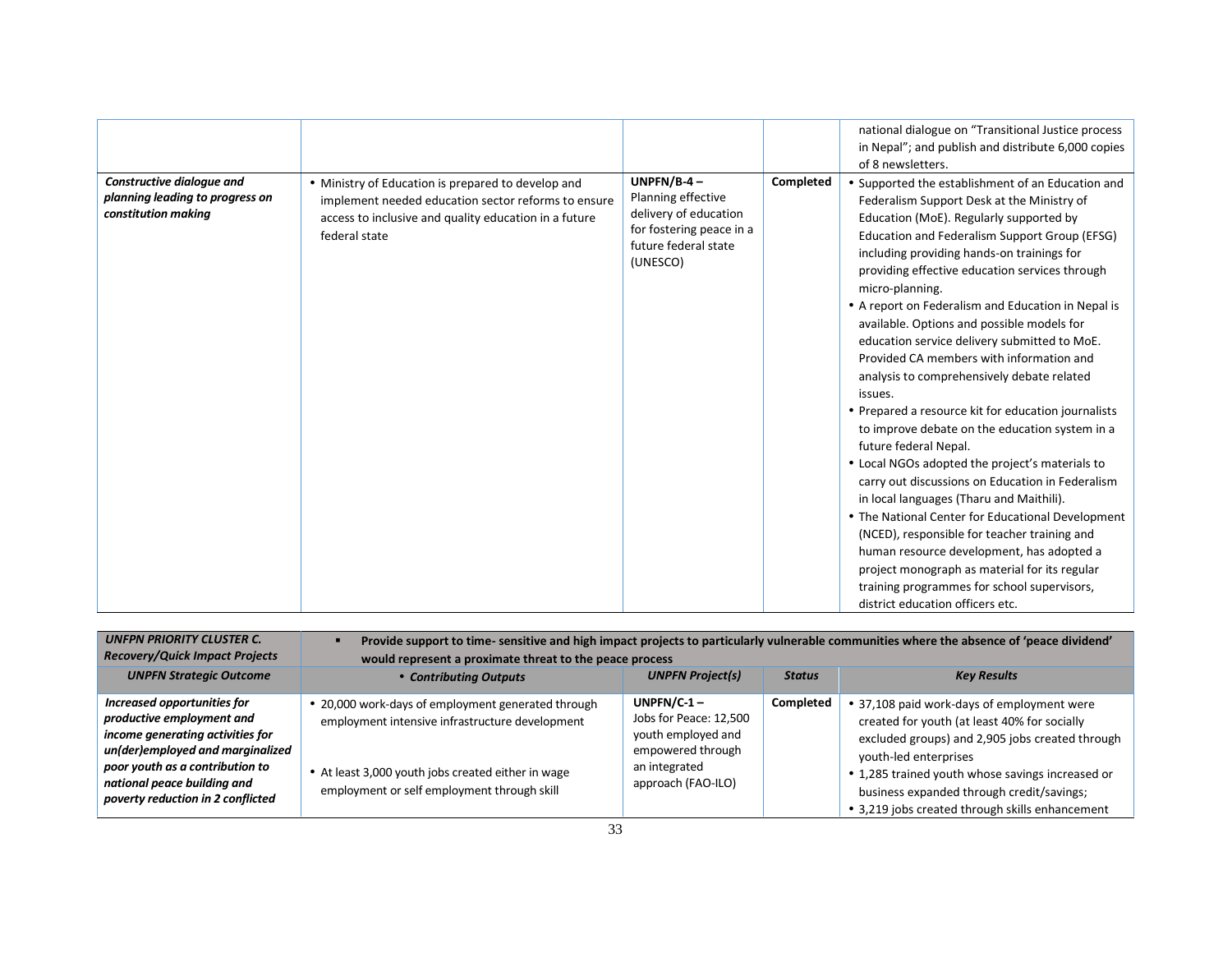| | | | | |
|---|---|---|---|---|
| | | | | national dialogue on "Transitional Justice process in Nepal"; and publish and distribute 6,000 copies of 8 newsletters. |
| ***Constructive dialogue and planning leading to progress on constitution making*** | • Ministry of Education is prepared to develop and implement needed education sector reforms to ensure access to inclusive and quality education in a future federal state | **UNPFN/B-4 –** Planning effective delivery of education for fostering peace in a future federal state (UNESCO) | **Completed** | • Supported the establishment of an Education and Federalism Support Desk at the Ministry of Education (MoE). Regularly supported by Education and Federalism Support Group (EFSG) including providing hands-on trainings for providing effective education services through micro-planning.<br>• A report on Federalism and Education in Nepal is available. Options and possible models for education service delivery submitted to MoE. Provided CA members with information and analysis to comprehensively debate related issues.<br>• Prepared a resource kit for education journalists to improve debate on the education system in a future federal Nepal.<br>• Local NGOs adopted the project's materials to carry out discussions on Education in Federalism in local languages (Tharu and Maithili).<br>• The National Center for Educational Development (NCED), responsible for teacher training and human resource development, has adopted a project monograph as material for its regular training programmes for school supervisors, district education officers etc. |

| ***UNPFN PRIORITY CLUSTER C. Recovery/Quick Impact Projects*** | ▪ **Provide support to time- sensitive and high impact projects to particularly vulnerable communities where the absence of 'peace dividend' would represent a proximate threat to the peace process** | | | |
|---|---|---|---|---|
| ***UNPFN Strategic Outcome*** | • ***Contributing Outputs*** | ***UNPFN Project(s)*** | ***Status*** | ***Key Results*** |
| ***Increased opportunities for productive employment and income generating activities for un(der)employed and marginalized poor youth as a contribution to national peace building and poverty reduction in 2 conflicted*** | • 20,000 work-days of employment generated through employment intensive infrastructure development<br><br>• At least 3,000 youth jobs created either in wage employment or self employment through skill | **UNPFN/C-1 –** Jobs for Peace: 12,500 youth employed and empowered through an integrated approach (FAO-ILO) | **Completed** | • 37,108 paid work-days of employment were created for youth (at least 40% for socially excluded groups) and 2,905 jobs created through youth-led enterprises<br>• 1,285 trained youth whose savings increased or business expanded through credit/savings;<br>• 3,219 jobs created through skills enhancement |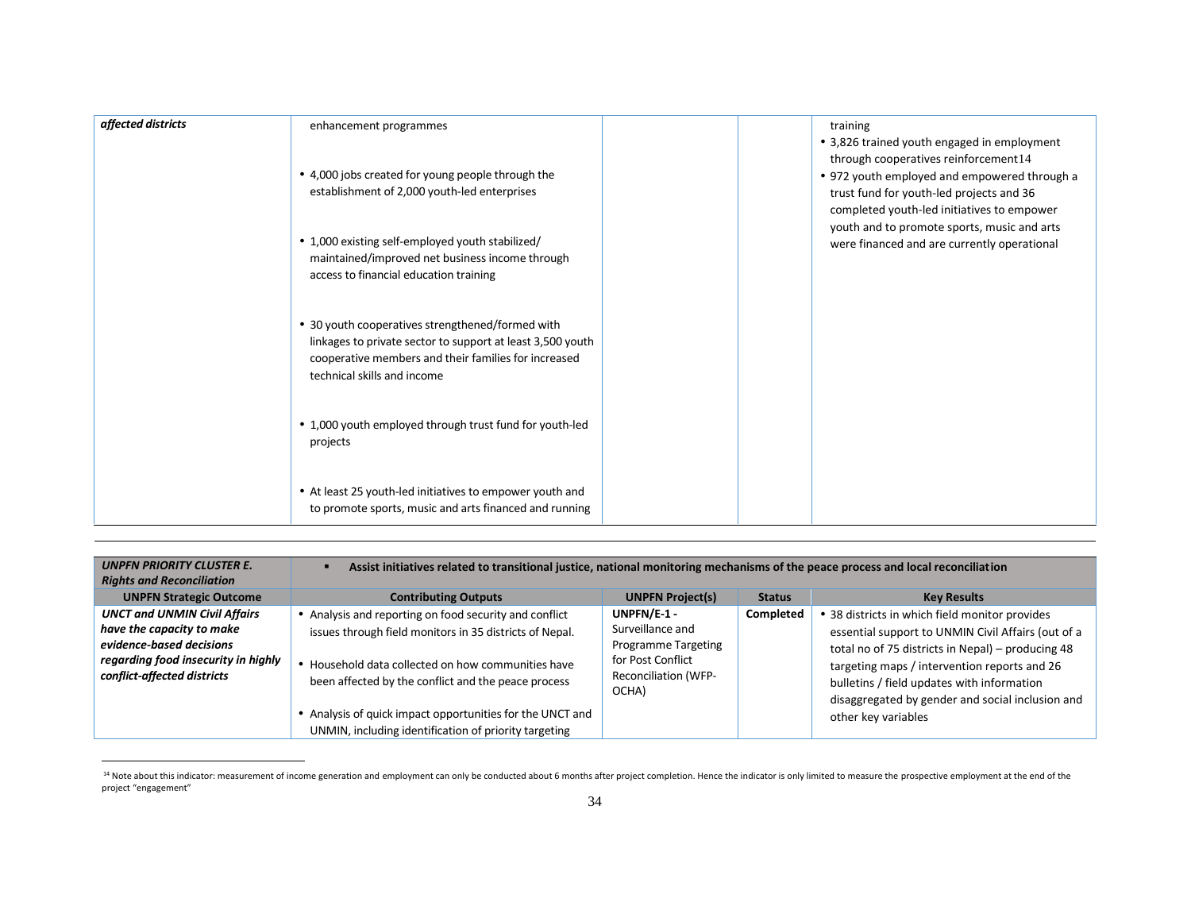| *affected districts* | enhancement programmes<br><br>• 4,000 jobs created for young people through the establishment of 2,000 youth-led enterprises<br><br>• 1,000 existing self-employed youth stabilized/ maintained/improved net business income through access to financial education training<br><br>• 30 youth cooperatives strengthened/formed with linkages to private sector to support at least 3,500 youth cooperative members and their families for increased technical skills and income<br><br>• 1,000 youth employed through trust fund for youth-led projects<br><br>• At least 25 youth-led initiatives to empower youth and to promote sports, music and arts financed and running | | | training<br>• 3,826 trained youth engaged in employment through cooperatives reinforcement[14]<br>• 972 youth employed and empowered through a trust fund for youth-led projects and 36 completed youth-led initiatives to empower youth and to promote sports, music and arts were financed and are currently operational |
|---|---|---|---|---|

| ***UNPFN PRIORITY CLUSTER E. Rights and Reconciliation*** | ▪ **Assist initiatives related to transitional justice, national monitoring mechanisms of the peace process and local reconciliation** | | | |
|---|---|---|---|---|
| **UNPFN Strategic Outcome** | **Contributing Outputs** | **UNPFN Project(s)** | **Status** | **Key Results** |
| ***UNCT and UNMIN Civil Affairs have the capacity to make evidence-based decisions regarding food insecurity in highly conflict-affected districts*** | • Analysis and reporting on food security and conflict issues through field monitors in 35 districts of Nepal.<br><br>• Household data collected on how communities have been affected by the conflict and the peace process<br><br>• Analysis of quick impact opportunities for the UNCT and UNMIN, including identification of priority targeting | **UNPFN/E-1 -** Surveillance and Programme Targeting for Post Conflict Reconciliation (WFP-OCHA) | **Completed** | • 38 districts in which field monitor provides essential support to UNMIN Civil Affairs (out of a total no of 75 districts in Nepal) – producing 48 targeting maps / intervention reports and 26 bulletins / field updates with information disaggregated by gender and social inclusion and other key variables |

[14] Note about this indicator: measurement of income generation and employment can only be conducted about 6 months after project completion. Hence the indicator is only limited to measure the prospective employment at the end of the project "engagement"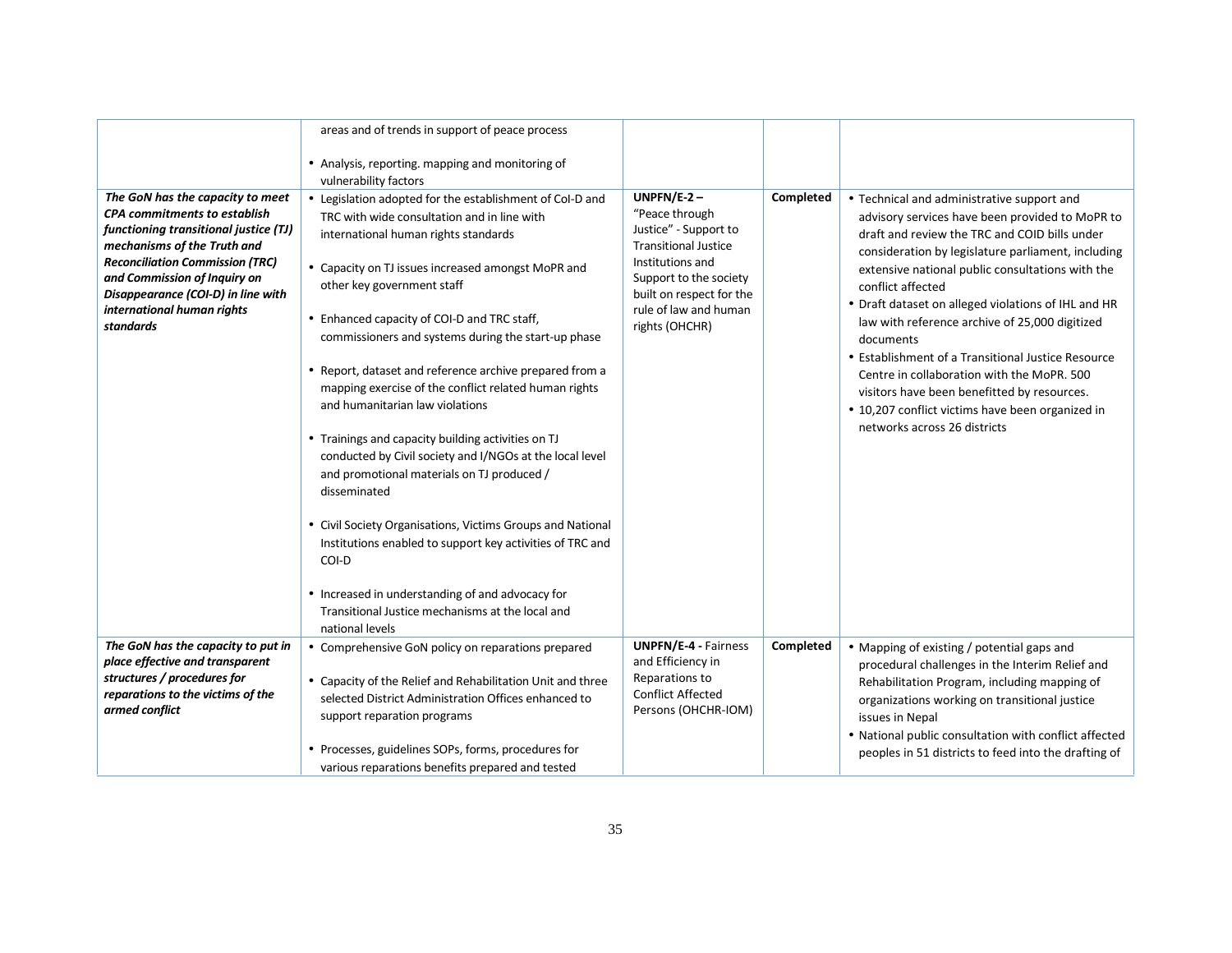| | | | | |
|---|---|---|---|---|
| | areas and of trends in support of peace process<br><br>• Analysis, reporting. mapping and monitoring of vulnerability factors | | | |
| ***The GoN has the capacity to meet CPA commitments to establish functioning transitional justice (TJ) mechanisms of the Truth and Reconciliation Commission (TRC) and Commission of Inquiry on Disappearance (COI-D) in line with international human rights standards*** | • Legislation adopted for the establishment of CoI-D and TRC with wide consultation and in line with international human rights standards<br><br>• Capacity on TJ issues increased amongst MoPR and other key government staff<br><br>• Enhanced capacity of COI-D and TRC staff, commissioners and systems during the start-up phase<br><br>• Report, dataset and reference archive prepared from a mapping exercise of the conflict related human rights and humanitarian law violations<br><br>• Trainings and capacity building activities on TJ conducted by Civil society and I/NGOs at the local level and promotional materials on TJ produced / disseminated<br><br>• Civil Society Organisations, Victims Groups and National Institutions enabled to support key activities of TRC and COI-D<br><br>• Increased in understanding of and advocacy for Transitional Justice mechanisms at the local and national levels | **UNPFN/E-2 –** "Peace through Justice" - Support to Transitional Justice Institutions and Support to the society built on respect for the rule of law and human rights (OHCHR) | **Completed** | • Technical and administrative support and advisory services have been provided to MoPR to draft and review the TRC and COID bills under consideration by legislature parliament, including extensive national public consultations with the conflict affected<br>• Draft dataset on alleged violations of IHL and HR law with reference archive of 25,000 digitized documents<br>• Establishment of a Transitional Justice Resource Centre in collaboration with the MoPR. 500 visitors have been benefitted by resources.<br>• 10,207 conflict victims have been organized in networks across 26 districts |
| ***The GoN has the capacity to put in place effective and transparent structures / procedures for reparations to the victims of the armed conflict*** | • Comprehensive GoN policy on reparations prepared<br><br>• Capacity of the Relief and Rehabilitation Unit and three selected District Administration Offices enhanced to support reparation programs<br><br>• Processes, guidelines SOPs, forms, procedures for various reparations benefits prepared and tested | **UNPFN/E-4 -** Fairness and Efficiency in Reparations to Conflict Affected Persons (OHCHR-IOM) | **Completed** | • Mapping of existing / potential gaps and procedural challenges in the Interim Relief and Rehabilitation Program, including mapping of organizations working on transitional justice issues in Nepal<br>• National public consultation with conflict affected peoples in 51 districts to feed into the drafting of |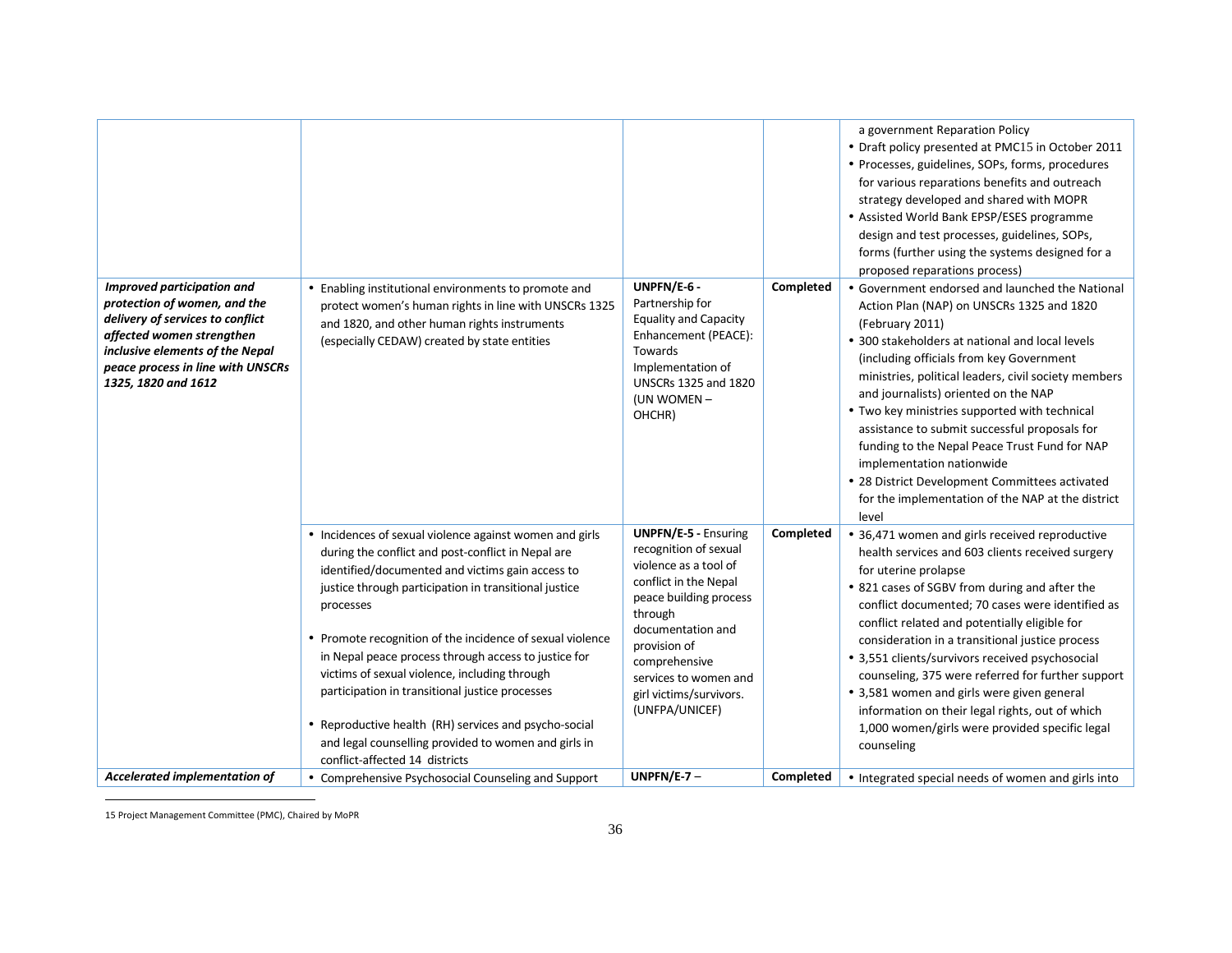| | | | | |
|---|---|---|---|---|
| | | | | a government Reparation Policy<br>• Draft policy presented at PMC15 in October 2011<br>• Processes, guidelines, SOPs, forms, procedures for various reparations benefits and outreach strategy developed and shared with MOPR<br>• Assisted World Bank EPSP/ESES programme design and test processes, guidelines, SOPs, forms (further using the systems designed for a proposed reparations process) |
| ***Improved participation and protection of women, and the delivery of services to conflict affected women strengthen inclusive elements of the Nepal peace process in line with UNSCRs 1325, 1820 and 1612*** | • Enabling institutional environments to promote and protect women's human rights in line with UNSCRs 1325 and 1820, and other human rights instruments (especially CEDAW) created by state entities | **UNPFN/E-6 -** Partnership for Equality and Capacity Enhancement (PEACE): Towards Implementation of UNSCRs 1325 and 1820 (UN WOMEN – OHCHR) | **Completed** | • Government endorsed and launched the National Action Plan (NAP) on UNSCRs 1325 and 1820 (February 2011)<br>• 300 stakeholders at national and local levels (including officials from key Government ministries, political leaders, civil society members and journalists) oriented on the NAP<br>• Two key ministries supported with technical assistance to submit successful proposals for funding to the Nepal Peace Trust Fund for NAP implementation nationwide<br>• 28 District Development Committees activated for the implementation of the NAP at the district level |
| | • Incidences of sexual violence against women and girls during the conflict and post-conflict in Nepal are identified/documented and victims gain access to justice through participation in transitional justice processes<br>• Promote recognition of the incidence of sexual violence in Nepal peace process through access to justice for victims of sexual violence, including through participation in transitional justice processes<br>• Reproductive health (RH) services and psycho-social and legal counselling provided to women and girls in conflict-affected 14 districts | **UNPFN/E-5 -** Ensuring recognition of sexual violence as a tool of conflict in the Nepal peace building process through documentation and provision of comprehensive services to women and girl victims/survivors. (UNFPA/UNICEF) | **Completed** | • 36,471 women and girls received reproductive health services and 603 clients received surgery for uterine prolapse<br>• 821 cases of SGBV from during and after the conflict documented; 70 cases were identified as conflict related and potentially eligible for consideration in a transitional justice process<br>• 3,551 clients/survivors received psychosocial counseling, 375 were referred for further support<br>• 3,581 women and girls were given general information on their legal rights, out of which 1,000 women/girls were provided specific legal counseling |
| ***Accelerated implementation of*** | • Comprehensive Psychosocial Counseling and Support | **UNPFN/E-7 –** | **Completed** | • Integrated special needs of women and girls into |

15 Project Management Committee (PMC), Chaired by MoPR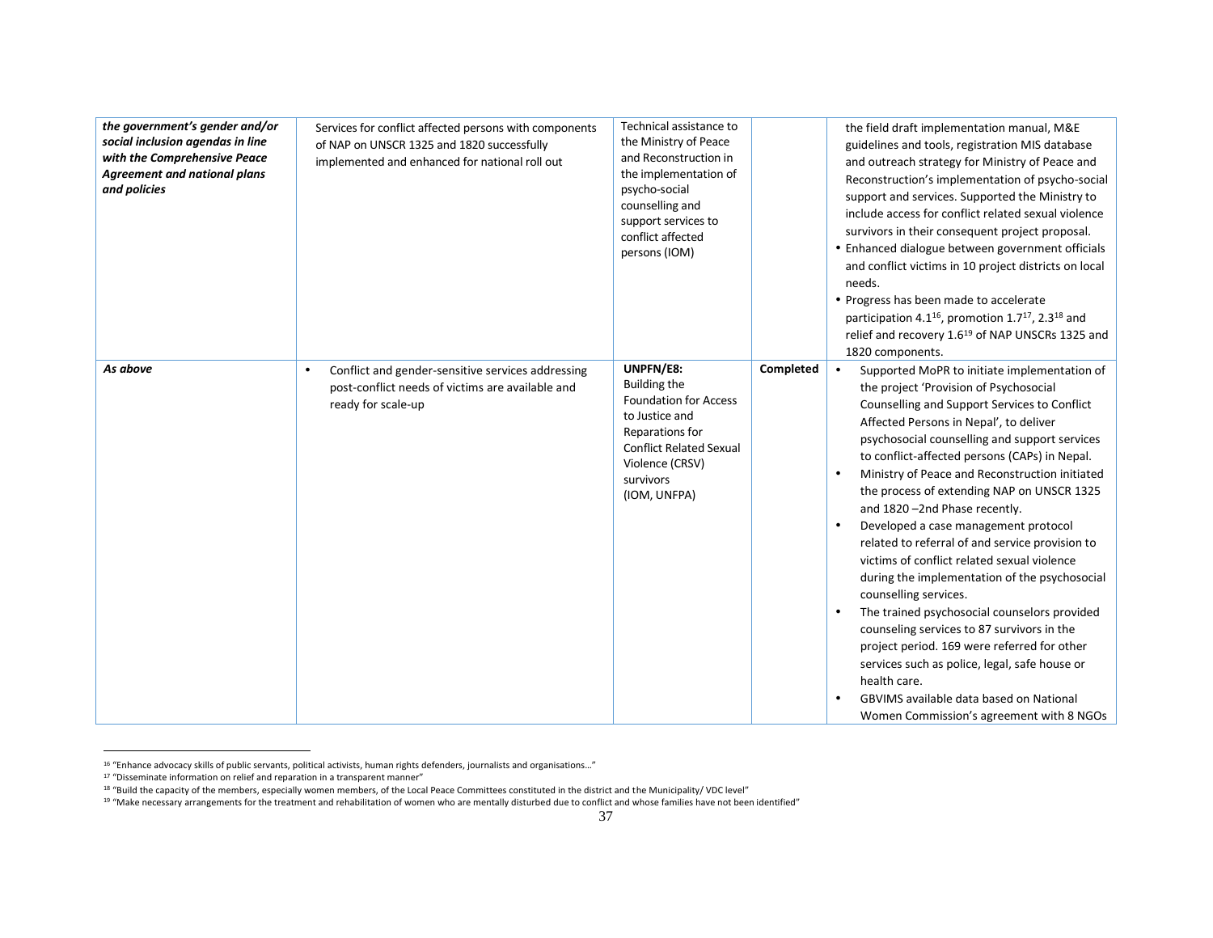| | | | | |
|---|---|---|---|---|
| ***the government's gender and/or social inclusion agendas in line with the Comprehensive Peace Agreement and national plans and policies*** | Services for conflict affected persons with components of NAP on UNSCR 1325 and 1820 successfully implemented and enhanced for national roll out | Technical assistance to the Ministry of Peace and Reconstruction in the implementation of psycho-social counselling and support services to conflict affected persons (IOM) | | the field draft implementation manual, M&E guidelines and tools, registration MIS database and outreach strategy for Ministry of Peace and Reconstruction's implementation of psycho-social support and services. Supported the Ministry to include access for conflict related sexual violence survivors in their consequent project proposal.<br>• Enhanced dialogue between government officials and conflict victims in 10 project districts on local needs.<br>• Progress has been made to accelerate participation 4.1[16], promotion 1.7[17], 2.3[18] and relief and recovery 1.6[19] of NAP UNSCRs 1325 and 1820 components. |
| ***As above*** | • Conflict and gender-sensitive services addressing post-conflict needs of victims are available and ready for scale-up | **UNPFN/E8:** Building the Foundation for Access to Justice and Reparations for Conflict Related Sexual Violence (CRSV) survivors (IOM, UNFPA) | **Completed** | • Supported MoPR to initiate implementation of the project 'Provision of Psychosocial Counselling and Support Services to Conflict Affected Persons in Nepal', to deliver psychosocial counselling and support services to conflict-affected persons (CAPs) in Nepal.<br>• Ministry of Peace and Reconstruction initiated the process of extending NAP on UNSCR 1325 and 1820 –2nd Phase recently.<br>• Developed a case management protocol related to referral of and service provision to victims of conflict related sexual violence during the implementation of the psychosocial counselling services.<br>• The trained psychosocial counselors provided counseling services to 87 survivors in the project period. 169 were referred for other services such as police, legal, safe house or health care.<br>• GBVIMS available data based on National Women Commission's agreement with 8 NGOs |

[16] "Enhance advocacy skills of public servants, political activists, human rights defenders, journalists and organisations…"

[17] "Disseminate information on relief and reparation in a transparent manner"

[18] "Build the capacity of the members, especially women members, of the Local Peace Committees constituted in the district and the Municipality/ VDC level"

[19] "Make necessary arrangements for the treatment and rehabilitation of women who are mentally disturbed due to conflict and whose families have not been identified"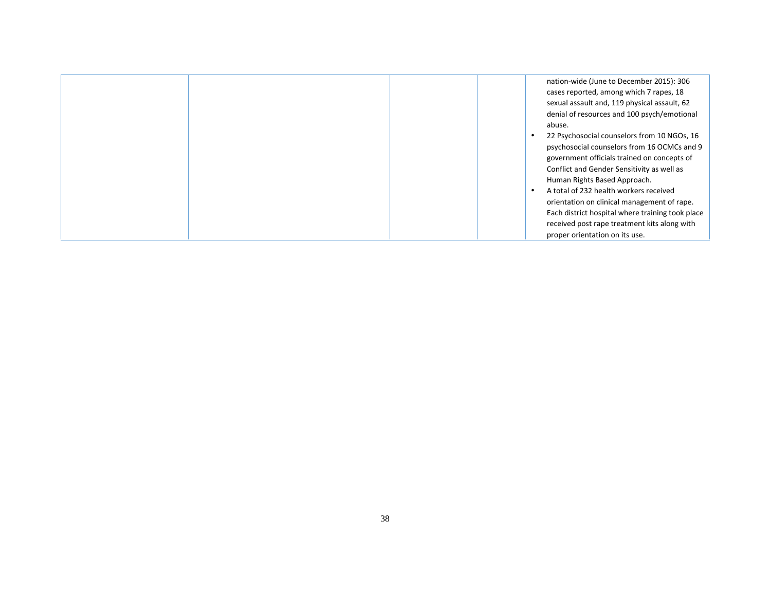| | | | | |
|---|---|---|---|---|
| | | | | nation-wide (June to December 2015): 306 cases reported, among which 7 rapes, 18 sexual assault and, 119 physical assault, 62 denial of resources and 100 psych/emotional abuse.<br>• 22 Psychosocial counselors from 10 NGOs, 16 psychosocial counselors from 16 OCMCs and 9 government officials trained on concepts of Conflict and Gender Sensitivity as well as Human Rights Based Approach.<br>• A total of 232 health workers received orientation on clinical management of rape. Each district hospital where training took place received post rape treatment kits along with proper orientation on its use. |